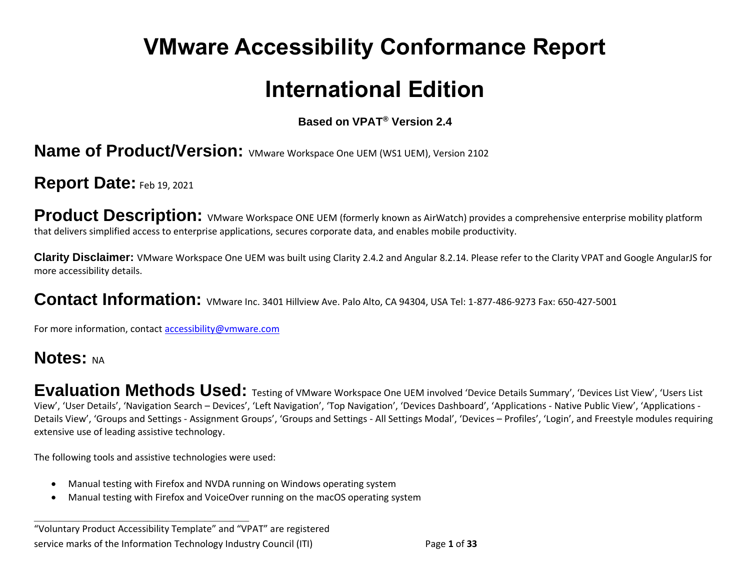# VMware Accessibility Conformance Report

# International Edition

**Based on VPAT® Version 2.4**

## Name of Product/Version: VMware Workspace One UEM (WS1 UEM), Version 2102

## Report Date: Feb 19, 2021

## Product Description: VMware Workspace ONE UEM (formerly known as AirWatch) provides a comprehensive enterprise mobility platform that delivers simplified access to enterprise applications, secures corporate data, and enables mobile productivity.

**Clarity Disclaimer:** VMware Workspace One UEM was built using Clarity 2.4.2 and Angular 8.2.14. Please refer to the Clarity VPAT and Google AngularJS for more accessibility details.

## Contact Information: VMware Inc. 3401 Hillview Ave. Palo Alto, CA 94304, USA Tel: 1-877-486-9273 Fax: 650-427-5001

For more information, contact [accessibility@vmware.com](mailto:accessibility@vmware.com)

## Notes: NA

## Evaluation Methods Used: Testing of VMware Workspace One UEM involved 'Device Details Summary', 'Devices List View', 'Users List View', 'User Details', 'Navigation Search – Devices', 'Left Navigation', 'Top Navigation', 'Devices Dashboard', 'Applications - Native Public View', 'Applications - Details View', 'Groups and Settings - Assignment Groups', 'Groups and Settings - All Settings Modal', 'Devices – Profiles', 'Login', and Freestyle modules requiring extensive use of leading assistive technology.

The following tools and assistive technologies were used:

- Manual testing with Firefox and NVDA running on Windows operating system
- Manual testing with Firefox and VoiceOver running on the macOS operating system

---

"Voluntary Product Accessibility Template" and "VPAT" are registered service marks of the Information Technology Industry Council (ITI)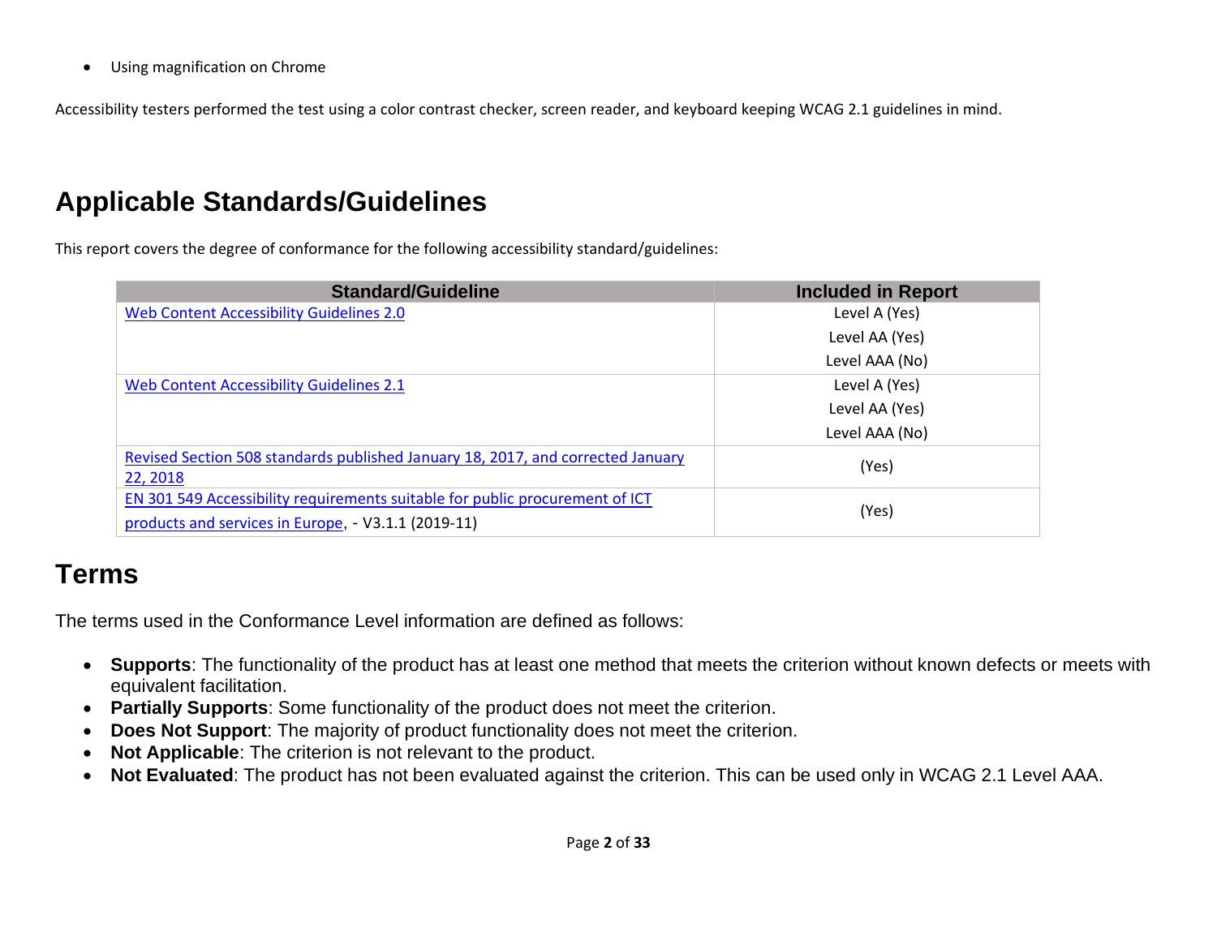- Using magnification on Chrome

Accessibility testers performed the test using a color contrast checker, screen reader, and keyboard keeping WCAG 2.1 guidelines in mind.

## Applicable Standards/Guidelines

This report covers the degree of conformance for the following accessibility standard/guidelines:

| Standard/Guideline | Included in Report |
|---|---|
| [Web Content Accessibility Guidelines 2.0]() | Level A (Yes)<br>Level AA (Yes)<br>Level AAA (No) |
| [Web Content Accessibility Guidelines 2.1]() | Level A (Yes)<br>Level AA (Yes)<br>Level AAA (No) |
| [Revised Section 508 standards published January 18, 2017, and corrected January 22, 2018]() | (Yes) |
| [EN 301 549 Accessibility requirements suitable for public procurement of ICT products and services in Europe](), - V3.1.1 (2019-11) | (Yes) |

## Terms

The terms used in the Conformance Level information are defined as follows:

- **Supports**: The functionality of the product has at least one method that meets the criterion without known defects or meets with equivalent facilitation.
- **Partially Supports**: Some functionality of the product does not meet the criterion.
- **Does Not Support**: The majority of product functionality does not meet the criterion.
- **Not Applicable**: The criterion is not relevant to the product.
- **Not Evaluated**: The product has not been evaluated against the criterion. This can be used only in WCAG 2.1 Level AAA.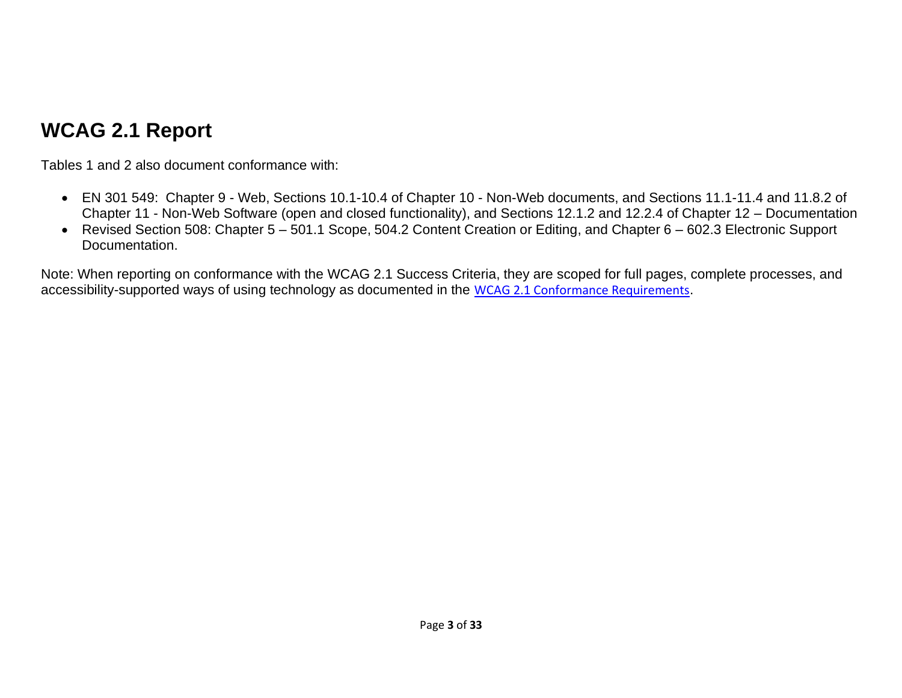## WCAG 2.1 Report

Tables 1 and 2 also document conformance with:

- EN 301 549: Chapter 9 - Web, Sections 10.1-10.4 of Chapter 10 - Non-Web documents, and Sections 11.1-11.4 and 11.8.2 of Chapter 11 - Non-Web Software (open and closed functionality), and Sections 12.1.2 and 12.2.4 of Chapter 12 – Documentation
- Revised Section 508: Chapter 5 – 501.1 Scope, 504.2 Content Creation or Editing, and Chapter 6 – 602.3 Electronic Support Documentation.

Note: When reporting on conformance with the WCAG 2.1 Success Criteria, they are scoped for full pages, complete processes, and accessibility-supported ways of using technology as documented in the WCAG 2.1 Conformance Requirements.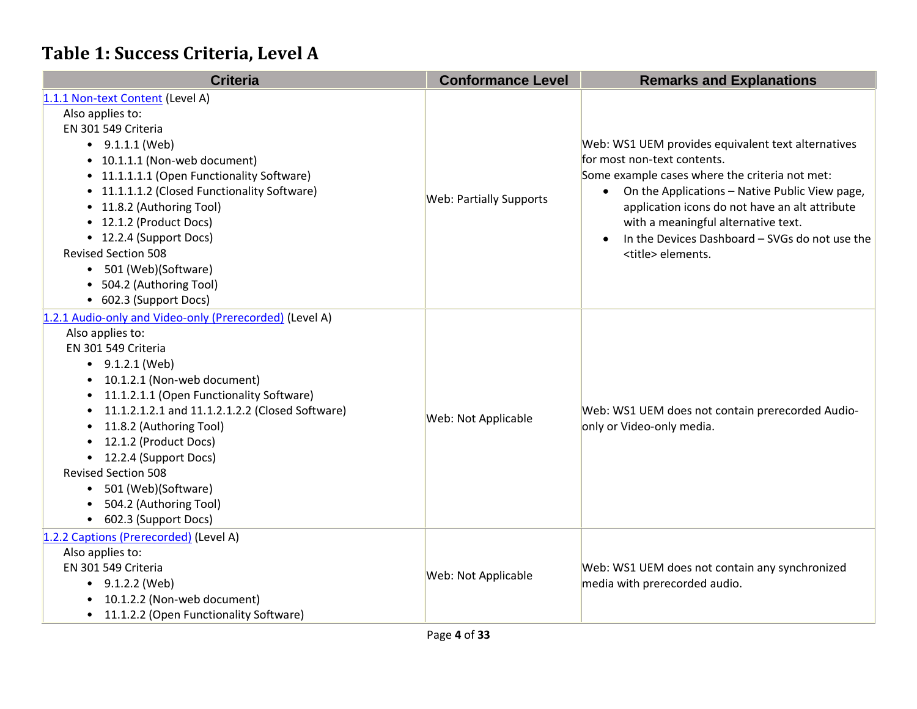## Table 1: Success Criteria, Level A

| Criteria | Conformance Level | Remarks and Explanations |
|---|---|---|
| 1.1.1 Non-text Content (Level A)<br>Also applies to:<br>EN 301 549 Criteria<br>• 9.1.1.1 (Web)<br>• 10.1.1.1 (Non-web document)<br>• 11.1.1.1.1 (Open Functionality Software)<br>• 11.1.1.1.2 (Closed Functionality Software)<br>• 11.8.2 (Authoring Tool)<br>• 12.1.2 (Product Docs)<br>• 12.2.4 (Support Docs)<br>Revised Section 508<br>• 501 (Web)(Software)<br>• 504.2 (Authoring Tool)<br>• 602.3 (Support Docs) | Web: Partially Supports | Web: WS1 UEM provides equivalent text alternatives for most non-text contents.<br>Some example cases where the criteria not met:<br>• On the Applications – Native Public View page, application icons do not have an alt attribute with a meaningful alternative text.<br>• In the Devices Dashboard – SVGs do not use the <title> elements. |
| 1.2.1 Audio-only and Video-only (Prerecorded) (Level A)<br>Also applies to:<br>EN 301 549 Criteria<br>• 9.1.2.1 (Web)<br>• 10.1.2.1 (Non-web document)<br>• 11.1.2.1.1 (Open Functionality Software)<br>• 11.1.2.1.2.1 and 11.1.2.1.2.2 (Closed Software)<br>• 11.8.2 (Authoring Tool)<br>• 12.1.2 (Product Docs)<br>• 12.2.4 (Support Docs)<br>Revised Section 508<br>• 501 (Web)(Software)<br>• 504.2 (Authoring Tool)<br>• 602.3 (Support Docs) | Web: Not Applicable | Web: WS1 UEM does not contain prerecorded Audio-only or Video-only media. |
| 1.2.2 Captions (Prerecorded) (Level A)<br>Also applies to:<br>EN 301 549 Criteria<br>• 9.1.2.2 (Web)<br>• 10.1.2.2 (Non-web document)<br>• 11.1.2.2 (Open Functionality Software) | Web: Not Applicable | Web: WS1 UEM does not contain any synchronized media with prerecorded audio. |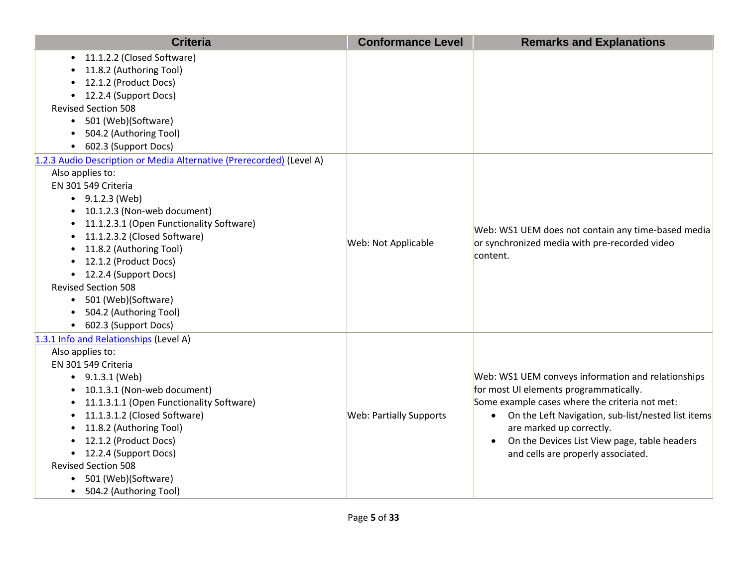| Criteria | Conformance Level | Remarks and Explanations |
|---|---|---|
| • 11.1.2.2 (Closed Software)<br>• 11.8.2 (Authoring Tool)<br>• 12.1.2 (Product Docs)<br>• 12.2.4 (Support Docs)<br>Revised Section 508<br>• 501 (Web)(Software)<br>• 504.2 (Authoring Tool)<br>• 602.3 (Support Docs) | | |
| [1.2.3 Audio Description or Media Alternative (Prerecorded)](#) (Level A)<br>Also applies to:<br>EN 301 549 Criteria<br>• 9.1.2.3 (Web)<br>• 10.1.2.3 (Non-web document)<br>• 11.1.2.3.1 (Open Functionality Software)<br>• 11.1.2.3.2 (Closed Software)<br>• 11.8.2 (Authoring Tool)<br>• 12.1.2 (Product Docs)<br>• 12.2.4 (Support Docs)<br>Revised Section 508<br>• 501 (Web)(Software)<br>• 504.2 (Authoring Tool)<br>• 602.3 (Support Docs) | Web: Not Applicable | Web: WS1 UEM does not contain any time-based media or synchronized media with pre-recorded video content. |
| [1.3.1 Info and Relationships](#) (Level A)<br>Also applies to:<br>EN 301 549 Criteria<br>• 9.1.3.1 (Web)<br>• 10.1.3.1 (Non-web document)<br>• 11.1.3.1.1 (Open Functionality Software)<br>• 11.1.3.1.2 (Closed Software)<br>• 11.8.2 (Authoring Tool)<br>• 12.1.2 (Product Docs)<br>• 12.2.4 (Support Docs)<br>Revised Section 508<br>• 501 (Web)(Software)<br>• 504.2 (Authoring Tool) | Web: Partially Supports | Web: WS1 UEM conveys information and relationships for most UI elements programmatically.<br>Some example cases where the criteria not met:<br>• On the Left Navigation, sub-list/nested list items are marked up correctly.<br>• On the Devices List View page, table headers and cells are properly associated. |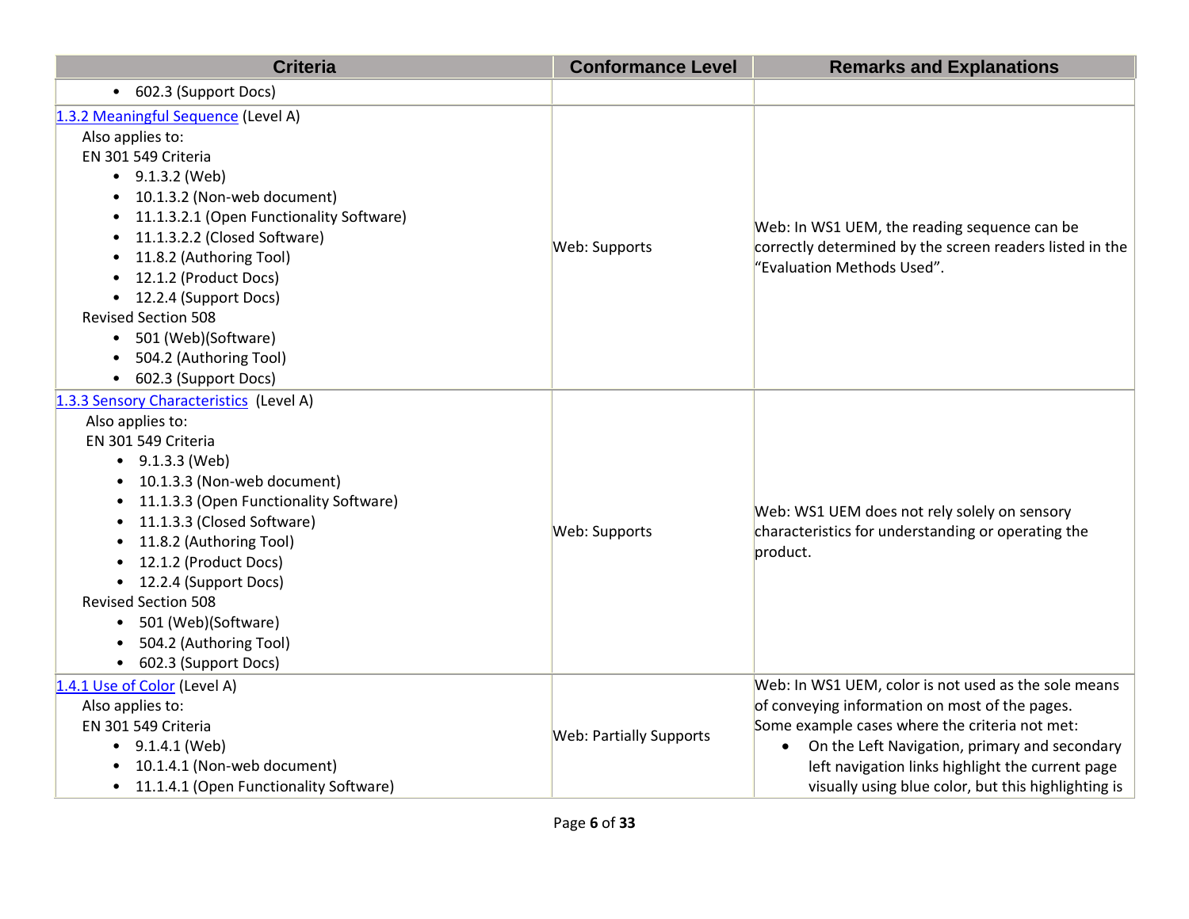| Criteria | Conformance Level | Remarks and Explanations |
| --- | --- | --- |
| • 602.3 (Support Docs) | | |
| [1.3.2 Meaningful Sequence](#) (Level A)<br>Also applies to:<br>EN 301 549 Criteria<br>• 9.1.3.2 (Web)<br>• 10.1.3.2 (Non-web document)<br>• 11.1.3.2.1 (Open Functionality Software)<br>• 11.1.3.2.2 (Closed Software)<br>• 11.8.2 (Authoring Tool)<br>• 12.1.2 (Product Docs)<br>• 12.2.4 (Support Docs)<br>Revised Section 508<br>• 501 (Web)(Software)<br>• 504.2 (Authoring Tool)<br>• 602.3 (Support Docs) | Web: Supports | Web: In WS1 UEM, the reading sequence can be correctly determined by the screen readers listed in the "Evaluation Methods Used". |
| [1.3.3 Sensory Characteristics](#) (Level A)<br>Also applies to:<br>EN 301 549 Criteria<br>• 9.1.3.3 (Web)<br>• 10.1.3.3 (Non-web document)<br>• 11.1.3.3 (Open Functionality Software)<br>• 11.1.3.3 (Closed Software)<br>• 11.8.2 (Authoring Tool)<br>• 12.1.2 (Product Docs)<br>• 12.2.4 (Support Docs)<br>Revised Section 508<br>• 501 (Web)(Software)<br>• 504.2 (Authoring Tool)<br>• 602.3 (Support Docs) | Web: Supports | Web: WS1 UEM does not rely solely on sensory characteristics for understanding or operating the product. |
| [1.4.1 Use of Color](#) (Level A)<br>Also applies to:<br>EN 301 549 Criteria<br>• 9.1.4.1 (Web)<br>• 10.1.4.1 (Non-web document)<br>• 11.1.4.1 (Open Functionality Software) | Web: Partially Supports | Web: In WS1 UEM, color is not used as the sole means of conveying information on most of the pages.<br>Some example cases where the criteria not met:<br>• On the Left Navigation, primary and secondary left navigation links highlight the current page visually using blue color, but this highlighting is |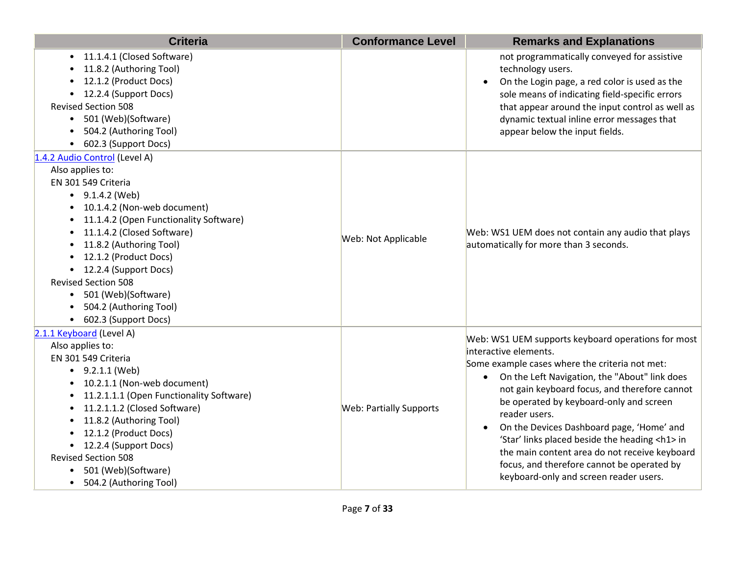| Criteria | Conformance Level | Remarks and Explanations |
|---|---|---|
| • 11.1.4.1 (Closed Software)<br>• 11.8.2 (Authoring Tool)<br>• 12.1.2 (Product Docs)<br>• 12.2.4 (Support Docs)<br>Revised Section 508<br>• 501 (Web)(Software)<br>• 504.2 (Authoring Tool)<br>• 602.3 (Support Docs) | | not programmatically conveyed for assistive technology users.<br>• On the Login page, a red color is used as the sole means of indicating field-specific errors that appear around the input control as well as dynamic textual inline error messages that appear below the input fields. |
| 1.4.2 Audio Control (Level A)<br>Also applies to:<br>EN 301 549 Criteria<br>• 9.1.4.2 (Web)<br>• 10.1.4.2 (Non-web document)<br>• 11.1.4.2 (Open Functionality Software)<br>• 11.1.4.2 (Closed Software)<br>• 11.8.2 (Authoring Tool)<br>• 12.1.2 (Product Docs)<br>• 12.2.4 (Support Docs)<br>Revised Section 508<br>• 501 (Web)(Software)<br>• 504.2 (Authoring Tool)<br>• 602.3 (Support Docs) | Web: Not Applicable | Web: WS1 UEM does not contain any audio that plays automatically for more than 3 seconds. |
| 2.1.1 Keyboard (Level A)<br>Also applies to:<br>EN 301 549 Criteria<br>• 9.2.1.1 (Web)<br>• 10.2.1.1 (Non-web document)<br>• 11.2.1.1.1 (Open Functionality Software)<br>• 11.2.1.1.2 (Closed Software)<br>• 11.8.2 (Authoring Tool)<br>• 12.1.2 (Product Docs)<br>• 12.2.4 (Support Docs)<br>Revised Section 508<br>• 501 (Web)(Software)<br>• 504.2 (Authoring Tool) | Web: Partially Supports | Web: WS1 UEM supports keyboard operations for most interactive elements.<br>Some example cases where the criteria not met:<br>• On the Left Navigation, the "About" link does not gain keyboard focus, and therefore cannot be operated by keyboard-only and screen reader users.<br>• On the Devices Dashboard page, 'Home' and 'Star' links placed beside the heading <h1> in the main content area do not receive keyboard focus, and therefore cannot be operated by keyboard-only and screen reader users. |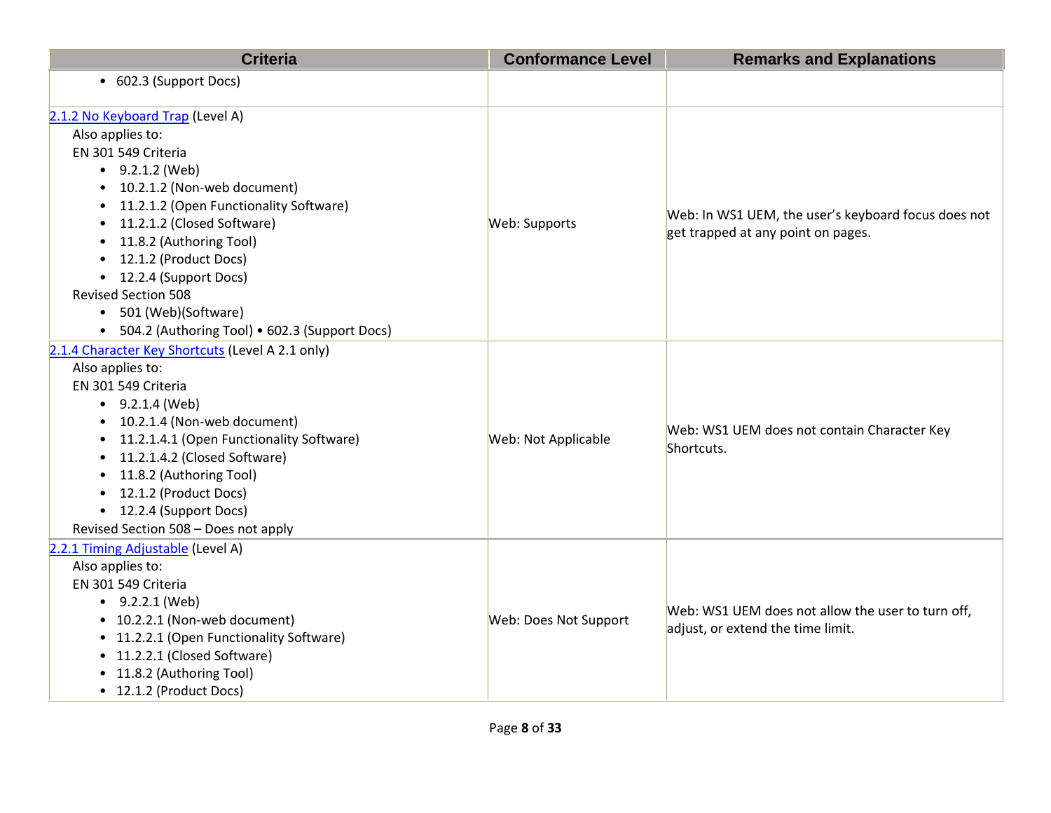| Criteria | Conformance Level | Remarks and Explanations |
|---|---|---|
| • 602.3 (Support Docs) | | |
| [2.1.2 No Keyboard Trap](#) (Level A)<br>Also applies to:<br>EN 301 549 Criteria<br>• 9.2.1.2 (Web)<br>• 10.2.1.2 (Non-web document)<br>• 11.2.1.2 (Open Functionality Software)<br>• 11.2.1.2 (Closed Software)<br>• 11.8.2 (Authoring Tool)<br>• 12.1.2 (Product Docs)<br>• 12.2.4 (Support Docs)<br>Revised Section 508<br>• 501 (Web)(Software)<br>• 504.2 (Authoring Tool) • 602.3 (Support Docs) | Web: Supports | Web: In WS1 UEM, the user's keyboard focus does not get trapped at any point on pages. |
| [2.1.4 Character Key Shortcuts](#) (Level A 2.1 only)<br>Also applies to:<br>EN 301 549 Criteria<br>• 9.2.1.4 (Web)<br>• 10.2.1.4 (Non-web document)<br>• 11.2.1.4.1 (Open Functionality Software)<br>• 11.2.1.4.2 (Closed Software)<br>• 11.8.2 (Authoring Tool)<br>• 12.1.2 (Product Docs)<br>• 12.2.4 (Support Docs)<br>Revised Section 508 – Does not apply | Web: Not Applicable | Web: WS1 UEM does not contain Character Key Shortcuts. |
| [2.2.1 Timing Adjustable](#) (Level A)<br>Also applies to:<br>EN 301 549 Criteria<br>• 9.2.2.1 (Web)<br>• 10.2.2.1 (Non-web document)<br>• 11.2.2.1 (Open Functionality Software)<br>• 11.2.2.1 (Closed Software)<br>• 11.8.2 (Authoring Tool)<br>• 12.1.2 (Product Docs) | Web: Does Not Support | Web: WS1 UEM does not allow the user to turn off, adjust, or extend the time limit. |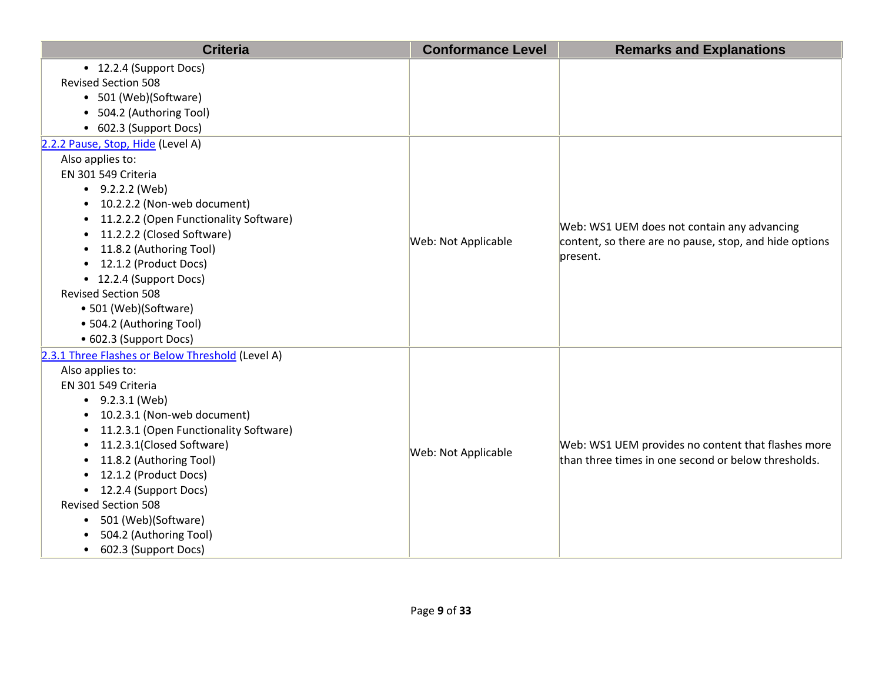| Criteria | Conformance Level | Remarks and Explanations |
| --- | --- | --- |
| • 12.2.4 (Support Docs)<br>Revised Section 508<br>• 501 (Web)(Software)<br>• 504.2 (Authoring Tool)<br>• 602.3 (Support Docs) | | |
| 2.2.2 Pause, Stop, Hide (Level A)<br>Also applies to:<br>EN 301 549 Criteria<br>• 9.2.2.2 (Web)<br>• 10.2.2.2 (Non-web document)<br>• 11.2.2.2 (Open Functionality Software)<br>• 11.2.2.2 (Closed Software)<br>• 11.8.2 (Authoring Tool)<br>• 12.1.2 (Product Docs)<br>• 12.2.4 (Support Docs)<br>Revised Section 508<br>• 501 (Web)(Software)<br>• 504.2 (Authoring Tool)<br>• 602.3 (Support Docs) | Web: Not Applicable | Web: WS1 UEM does not contain any advancing content, so there are no pause, stop, and hide options present. |
| 2.3.1 Three Flashes or Below Threshold (Level A)<br>Also applies to:<br>EN 301 549 Criteria<br>• 9.2.3.1 (Web)<br>• 10.2.3.1 (Non-web document)<br>• 11.2.3.1 (Open Functionality Software)<br>• 11.2.3.1(Closed Software)<br>• 11.8.2 (Authoring Tool)<br>• 12.1.2 (Product Docs)<br>• 12.2.4 (Support Docs)<br>Revised Section 508<br>• 501 (Web)(Software)<br>• 504.2 (Authoring Tool)<br>• 602.3 (Support Docs) | Web: Not Applicable | Web: WS1 UEM provides no content that flashes more than three times in one second or below thresholds. |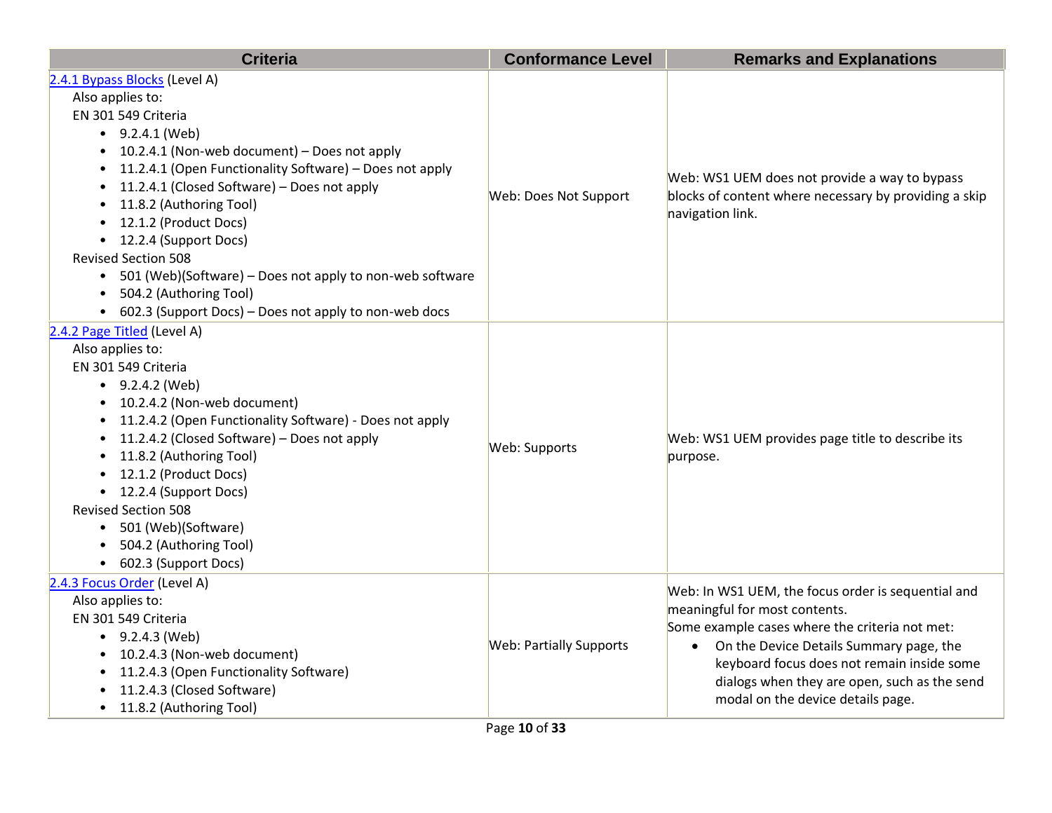| Criteria | Conformance Level | Remarks and Explanations |
|---|---|---|
| [2.4.1 Bypass Blocks](#) (Level A)<br>Also applies to:<br>EN 301 549 Criteria<br>• 9.2.4.1 (Web)<br>• 10.2.4.1 (Non-web document) – Does not apply<br>• 11.2.4.1 (Open Functionality Software) – Does not apply<br>• 11.2.4.1 (Closed Software) – Does not apply<br>• 11.8.2 (Authoring Tool)<br>• 12.1.2 (Product Docs)<br>• 12.2.4 (Support Docs)<br>Revised Section 508<br>• 501 (Web)(Software) – Does not apply to non-web software<br>• 504.2 (Authoring Tool)<br>• 602.3 (Support Docs) – Does not apply to non-web docs | Web: Does Not Support | Web: WS1 UEM does not provide a way to bypass blocks of content where necessary by providing a skip navigation link. |
| [2.4.2 Page Titled](#) (Level A)<br>Also applies to:<br>EN 301 549 Criteria<br>• 9.2.4.2 (Web)<br>• 10.2.4.2 (Non-web document)<br>• 11.2.4.2 (Open Functionality Software) - Does not apply<br>• 11.2.4.2 (Closed Software) – Does not apply<br>• 11.8.2 (Authoring Tool)<br>• 12.1.2 (Product Docs)<br>• 12.2.4 (Support Docs)<br>Revised Section 508<br>• 501 (Web)(Software)<br>• 504.2 (Authoring Tool)<br>• 602.3 (Support Docs) | Web: Supports | Web: WS1 UEM provides page title to describe its purpose. |
| [2.4.3 Focus Order](#) (Level A)<br>Also applies to:<br>EN 301 549 Criteria<br>• 9.2.4.3 (Web)<br>• 10.2.4.3 (Non-web document)<br>• 11.2.4.3 (Open Functionality Software)<br>• 11.2.4.3 (Closed Software)<br>• 11.8.2 (Authoring Tool) | Web: Partially Supports | Web: In WS1 UEM, the focus order is sequential and meaningful for most contents.<br>Some example cases where the criteria not met:<br>• On the Device Details Summary page, the keyboard focus does not remain inside some dialogs when they are open, such as the send modal on the device details page. |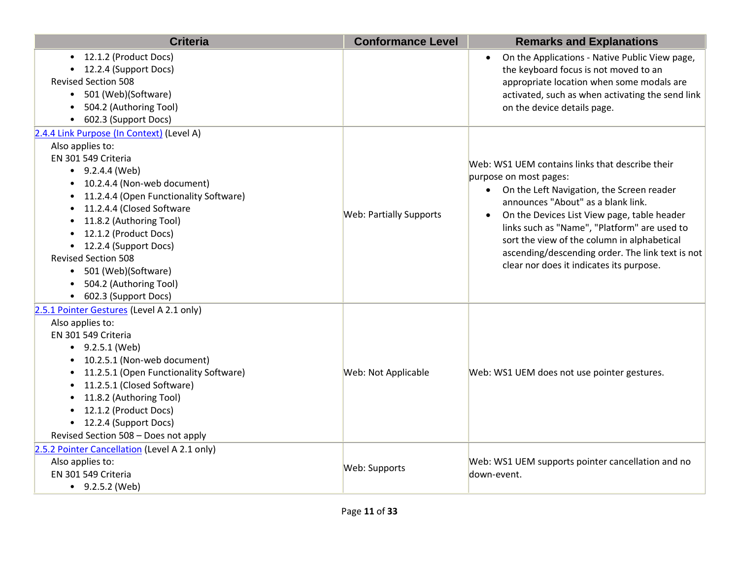| Criteria | Conformance Level | Remarks and Explanations |
|---|---|---|
| • 12.1.2 (Product Docs)<br>• 12.2.4 (Support Docs)<br>Revised Section 508<br>• 501 (Web)(Software)<br>• 504.2 (Authoring Tool)<br>• 602.3 (Support Docs) | | • On the Applications - Native Public View page, the keyboard focus is not moved to an appropriate location when some modals are activated, such as when activating the send link on the device details page. |
| 2.4.4 Link Purpose (In Context) (Level A)<br>Also applies to:<br>EN 301 549 Criteria<br>• 9.2.4.4 (Web)<br>• 10.2.4.4 (Non-web document)<br>• 11.2.4.4 (Open Functionality Software)<br>• 11.2.4.4 (Closed Software<br>• 11.8.2 (Authoring Tool)<br>• 12.1.2 (Product Docs)<br>• 12.2.4 (Support Docs)<br>Revised Section 508<br>• 501 (Web)(Software)<br>• 504.2 (Authoring Tool)<br>• 602.3 (Support Docs) | Web: Partially Supports | Web: WS1 UEM contains links that describe their purpose on most pages:<br>• On the Left Navigation, the Screen reader announces "About" as a blank link.<br>• On the Devices List View page, table header links such as "Name", "Platform" are used to sort the view of the column in alphabetical ascending/descending order. The link text is not clear nor does it indicates its purpose. |
| 2.5.1 Pointer Gestures (Level A 2.1 only)<br>Also applies to:<br>EN 301 549 Criteria<br>• 9.2.5.1 (Web)<br>• 10.2.5.1 (Non-web document)<br>• 11.2.5.1 (Open Functionality Software)<br>• 11.2.5.1 (Closed Software)<br>• 11.8.2 (Authoring Tool)<br>• 12.1.2 (Product Docs)<br>• 12.2.4 (Support Docs)<br>Revised Section 508 – Does not apply | Web: Not Applicable | Web: WS1 UEM does not use pointer gestures. |
| 2.5.2 Pointer Cancellation (Level A 2.1 only)<br>Also applies to:<br>EN 301 549 Criteria<br>• 9.2.5.2 (Web) | Web: Supports | Web: WS1 UEM supports pointer cancellation and no down-event. |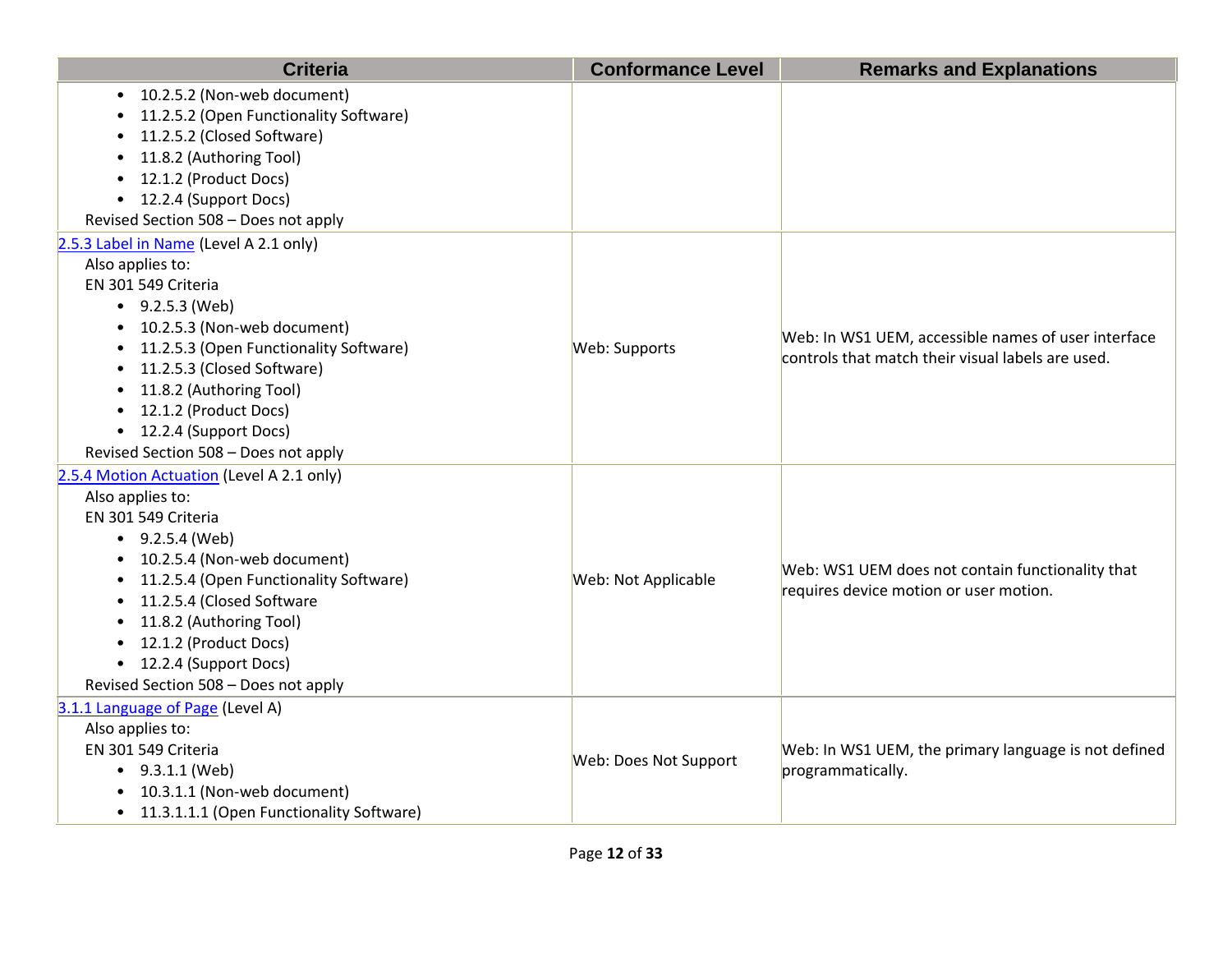| Criteria | Conformance Level | Remarks and Explanations |
|---|---|---|
| <ul><li>10.2.5.2 (Non-web document)</li><li>11.2.5.2 (Open Functionality Software)</li><li>11.2.5.2 (Closed Software)</li><li>11.8.2 (Authoring Tool)</li><li>12.1.2 (Product Docs)</li><li>12.2.4 (Support Docs)</li></ul>Revised Section 508 – Does not apply | | |
| [2.5.3 Label in Name]() (Level A 2.1 only)<br>Also applies to:<br>EN 301 549 Criteria<ul><li>9.2.5.3 (Web)</li><li>10.2.5.3 (Non-web document)</li><li>11.2.5.3 (Open Functionality Software)</li><li>11.2.5.3 (Closed Software)</li><li>11.8.2 (Authoring Tool)</li><li>12.1.2 (Product Docs)</li><li>12.2.4 (Support Docs)</li></ul>Revised Section 508 – Does not apply | Web: Supports | Web: In WS1 UEM, accessible names of user interface controls that match their visual labels are used. |
| [2.5.4 Motion Actuation]() (Level A 2.1 only)<br>Also applies to:<br>EN 301 549 Criteria<ul><li>9.2.5.4 (Web)</li><li>10.2.5.4 (Non-web document)</li><li>11.2.5.4 (Open Functionality Software)</li><li>11.2.5.4 (Closed Software</li><li>11.8.2 (Authoring Tool)</li><li>12.1.2 (Product Docs)</li><li>12.2.4 (Support Docs)</li></ul>Revised Section 508 – Does not apply | Web: Not Applicable | Web: WS1 UEM does not contain functionality that requires device motion or user motion. |
| [3.1.1 Language of Page]() (Level A)<br>Also applies to:<br>EN 301 549 Criteria<ul><li>9.3.1.1 (Web)</li><li>10.3.1.1 (Non-web document)</li><li>11.3.1.1.1 (Open Functionality Software)</li></ul> | Web: Does Not Support | Web: In WS1 UEM, the primary language is not defined programmatically. |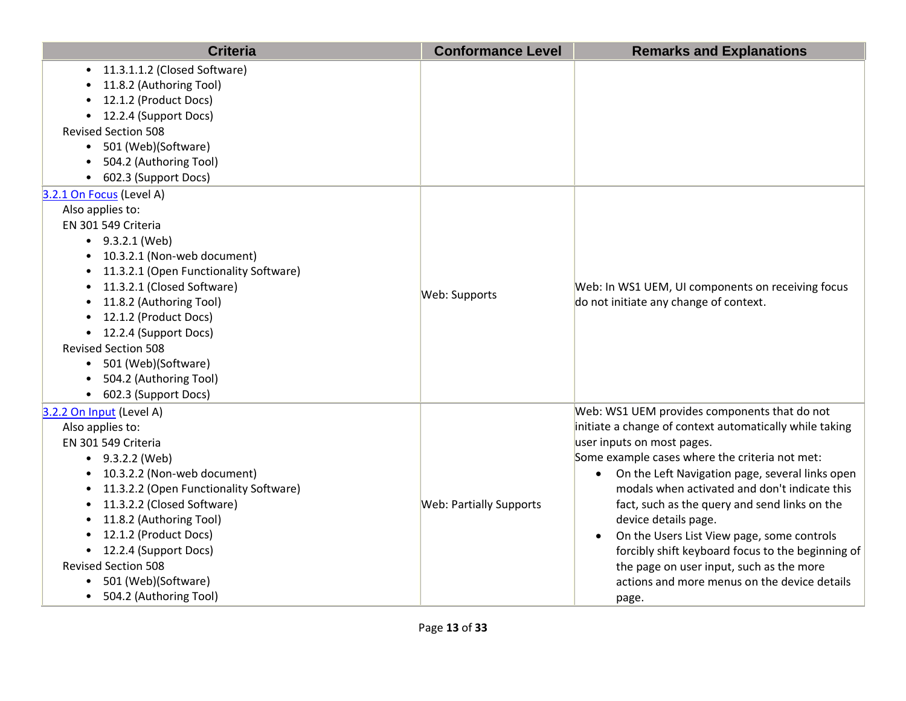| Criteria | Conformance Level | Remarks and Explanations |
|---|---|---|
| • 11.3.1.1.2 (Closed Software)<br>• 11.8.2 (Authoring Tool)<br>• 12.1.2 (Product Docs)<br>• 12.2.4 (Support Docs)<br>Revised Section 508<br>• 501 (Web)(Software)<br>• 504.2 (Authoring Tool)<br>• 602.3 (Support Docs) | | |
| [3.2.1 On Focus](#) (Level A)<br>Also applies to:<br>EN 301 549 Criteria<br>• 9.3.2.1 (Web)<br>• 10.3.2.1 (Non-web document)<br>• 11.3.2.1 (Open Functionality Software)<br>• 11.3.2.1 (Closed Software)<br>• 11.8.2 (Authoring Tool)<br>• 12.1.2 (Product Docs)<br>• 12.2.4 (Support Docs)<br>Revised Section 508<br>• 501 (Web)(Software)<br>• 504.2 (Authoring Tool)<br>• 602.3 (Support Docs) | Web: Supports | Web: In WS1 UEM, UI components on receiving focus do not initiate any change of context. |
| [3.2.2 On Input](#) (Level A)<br>Also applies to:<br>EN 301 549 Criteria<br>• 9.3.2.2 (Web)<br>• 10.3.2.2 (Non-web document)<br>• 11.3.2.2 (Open Functionality Software)<br>• 11.3.2.2 (Closed Software)<br>• 11.8.2 (Authoring Tool)<br>• 12.1.2 (Product Docs)<br>• 12.2.4 (Support Docs)<br>Revised Section 508<br>• 501 (Web)(Software)<br>• 504.2 (Authoring Tool) | Web: Partially Supports | Web: WS1 UEM provides components that do not initiate a change of context automatically while taking user inputs on most pages.<br>Some example cases where the criteria not met:<br>• On the Left Navigation page, several links open modals when activated and don't indicate this fact, such as the query and send links on the device details page.<br>• On the Users List View page, some controls forcibly shift keyboard focus to the beginning of the page on user input, such as the more actions and more menus on the device details page. |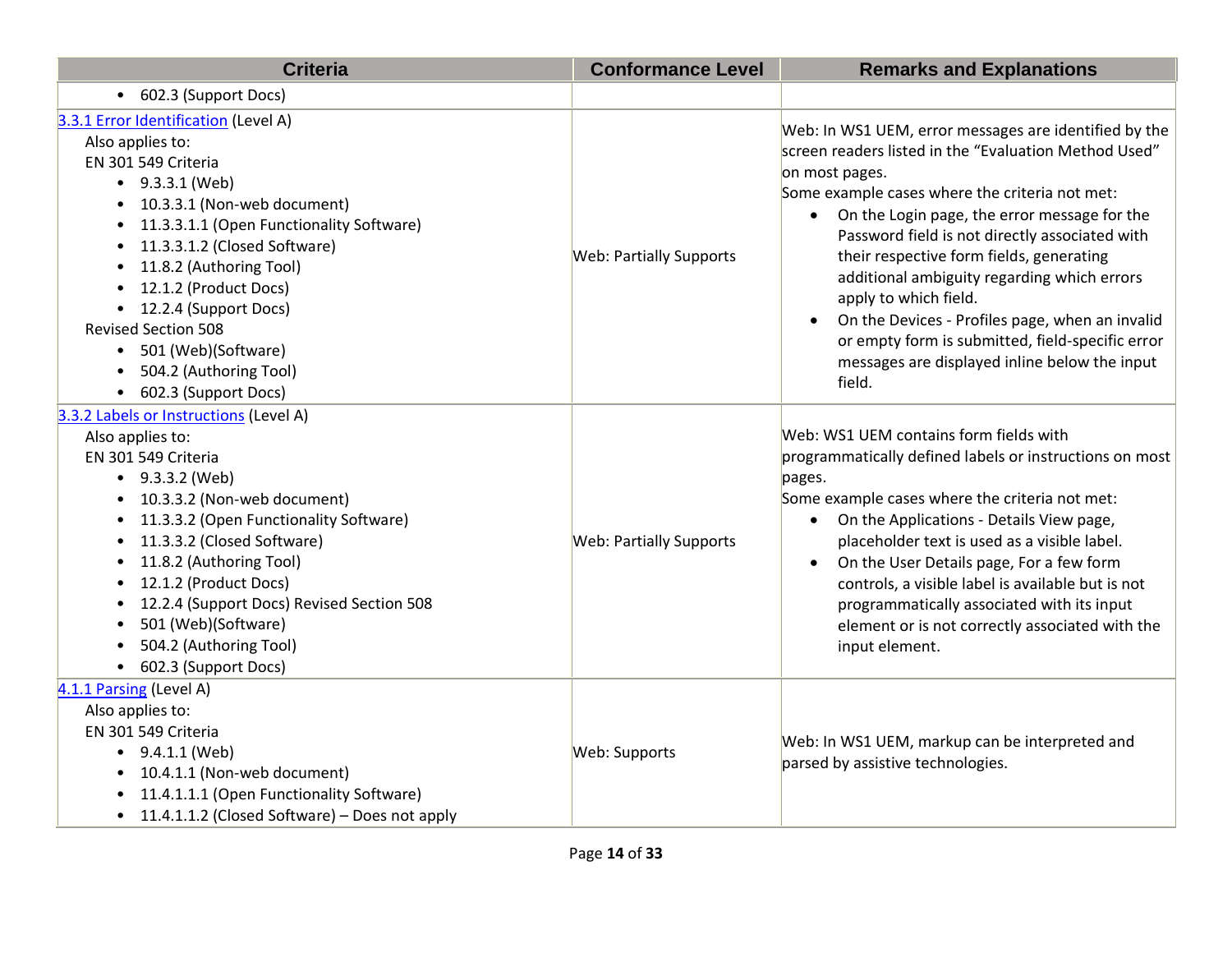| Criteria | Conformance Level | Remarks and Explanations |
|---|---|---|
| • 602.3 (Support Docs) | | |
| 3.3.1 Error Identification (Level A)<br>Also applies to:<br>EN 301 549 Criteria<br>• 9.3.3.1 (Web)<br>• 10.3.3.1 (Non-web document)<br>• 11.3.3.1.1 (Open Functionality Software)<br>• 11.3.3.1.2 (Closed Software)<br>• 11.8.2 (Authoring Tool)<br>• 12.1.2 (Product Docs)<br>• 12.2.4 (Support Docs)<br>Revised Section 508<br>• 501 (Web)(Software)<br>• 504.2 (Authoring Tool)<br>• 602.3 (Support Docs) | Web: Partially Supports | Web: In WS1 UEM, error messages are identified by the screen readers listed in the "Evaluation Method Used" on most pages.<br>Some example cases where the criteria not met:<br>• On the Login page, the error message for the Password field is not directly associated with their respective form fields, generating additional ambiguity regarding which errors apply to which field.<br>• On the Devices - Profiles page, when an invalid or empty form is submitted, field-specific error messages are displayed inline below the input field. |
| 3.3.2 Labels or Instructions (Level A)<br>Also applies to:<br>EN 301 549 Criteria<br>• 9.3.3.2 (Web)<br>• 10.3.3.2 (Non-web document)<br>• 11.3.3.2 (Open Functionality Software)<br>• 11.3.3.2 (Closed Software)<br>• 11.8.2 (Authoring Tool)<br>• 12.1.2 (Product Docs)<br>• 12.2.4 (Support Docs) Revised Section 508<br>• 501 (Web)(Software)<br>• 504.2 (Authoring Tool)<br>• 602.3 (Support Docs) | Web: Partially Supports | Web: WS1 UEM contains form fields with programmatically defined labels or instructions on most pages.<br>Some example cases where the criteria not met:<br>• On the Applications - Details View page, placeholder text is used as a visible label.<br>• On the User Details page, For a few form controls, a visible label is available but is not programmatically associated with its input element or is not correctly associated with the input element. |
| 4.1.1 Parsing (Level A)<br>Also applies to:<br>EN 301 549 Criteria<br>• 9.4.1.1 (Web)<br>• 10.4.1.1 (Non-web document)<br>• 11.4.1.1.1 (Open Functionality Software)<br>• 11.4.1.1.2 (Closed Software) – Does not apply | Web: Supports | Web: In WS1 UEM, markup can be interpreted and parsed by assistive technologies. |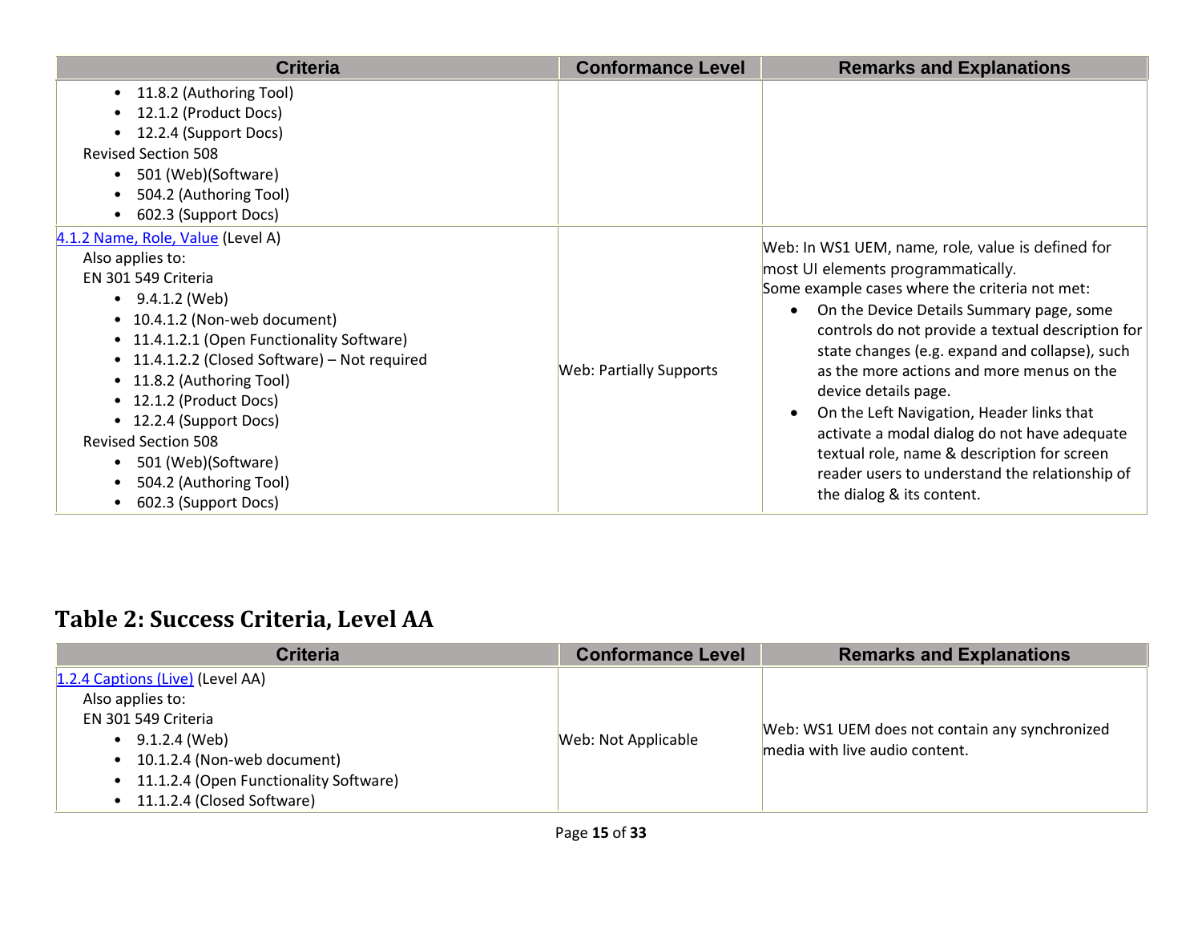| Criteria | Conformance Level | Remarks and Explanations |
|---|---|---|
| • 11.8.2 (Authoring Tool)<br>• 12.1.2 (Product Docs)<br>• 12.2.4 (Support Docs)<br>Revised Section 508<br>• 501 (Web)(Software)<br>• 504.2 (Authoring Tool)<br>• 602.3 (Support Docs) | | |
| [4.1.2 Name, Role, Value](#) (Level A)<br>Also applies to:<br>EN 301 549 Criteria<br>• 9.4.1.2 (Web)<br>• 10.4.1.2 (Non-web document)<br>• 11.4.1.2.1 (Open Functionality Software)<br>• 11.4.1.2.2 (Closed Software) – Not required<br>• 11.8.2 (Authoring Tool)<br>• 12.1.2 (Product Docs)<br>• 12.2.4 (Support Docs)<br>Revised Section 508<br>• 501 (Web)(Software)<br>• 504.2 (Authoring Tool)<br>• 602.3 (Support Docs) | Web: Partially Supports | Web: In WS1 UEM, name, role, value is defined for most UI elements programmatically.<br>Some example cases where the criteria not met:<br>• On the Device Details Summary page, some controls do not provide a textual description for state changes (e.g. expand and collapse), such as the more actions and more menus on the device details page.<br>• On the Left Navigation, Header links that activate a modal dialog do not have adequate textual role, name & description for screen reader users to understand the relationship of the dialog & its content. |

## Table 2: Success Criteria, Level AA

| Criteria | Conformance Level | Remarks and Explanations |
|---|---|---|
| [1.2.4 Captions (Live)](#) (Level AA)<br>Also applies to:<br>EN 301 549 Criteria<br>• 9.1.2.4 (Web)<br>• 10.1.2.4 (Non-web document)<br>• 11.1.2.4 (Open Functionality Software)<br>• 11.1.2.4 (Closed Software) | Web: Not Applicable | Web: WS1 UEM does not contain any synchronized media with live audio content. |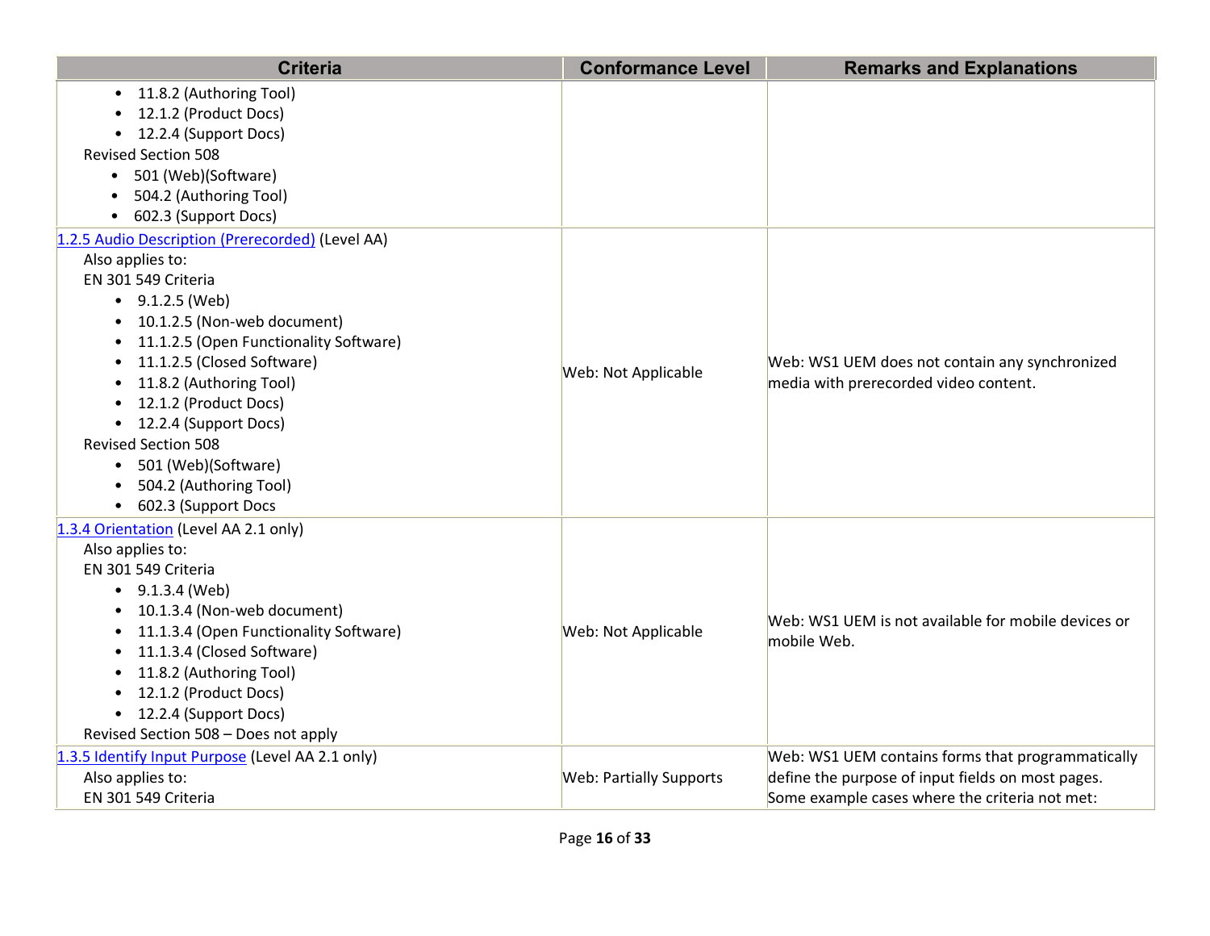| Criteria | Conformance Level | Remarks and Explanations |
|---|---|---|
| • 11.8.2 (Authoring Tool)<br>• 12.1.2 (Product Docs)<br>• 12.2.4 (Support Docs)<br>Revised Section 508<br>• 501 (Web)(Software)<br>• 504.2 (Authoring Tool)<br>• 602.3 (Support Docs) | | |
| 1.2.5 Audio Description (Prerecorded) (Level AA)<br>Also applies to:<br>EN 301 549 Criteria<br>• 9.1.2.5 (Web)<br>• 10.1.2.5 (Non-web document)<br>• 11.1.2.5 (Open Functionality Software)<br>• 11.1.2.5 (Closed Software)<br>• 11.8.2 (Authoring Tool)<br>• 12.1.2 (Product Docs)<br>• 12.2.4 (Support Docs)<br>Revised Section 508<br>• 501 (Web)(Software)<br>• 504.2 (Authoring Tool)<br>• 602.3 (Support Docs | Web: Not Applicable | Web: WS1 UEM does not contain any synchronized media with prerecorded video content. |
| 1.3.4 Orientation (Level AA 2.1 only)<br>Also applies to:<br>EN 301 549 Criteria<br>• 9.1.3.4 (Web)<br>• 10.1.3.4 (Non-web document)<br>• 11.1.3.4 (Open Functionality Software)<br>• 11.1.3.4 (Closed Software)<br>• 11.8.2 (Authoring Tool)<br>• 12.1.2 (Product Docs)<br>• 12.2.4 (Support Docs)<br>Revised Section 508 – Does not apply | Web: Not Applicable | Web: WS1 UEM is not available for mobile devices or mobile Web. |
| 1.3.5 Identify Input Purpose (Level AA 2.1 only)<br>Also applies to:<br>EN 301 549 Criteria | Web: Partially Supports | Web: WS1 UEM contains forms that programmatically define the purpose of input fields on most pages. Some example cases where the criteria not met: |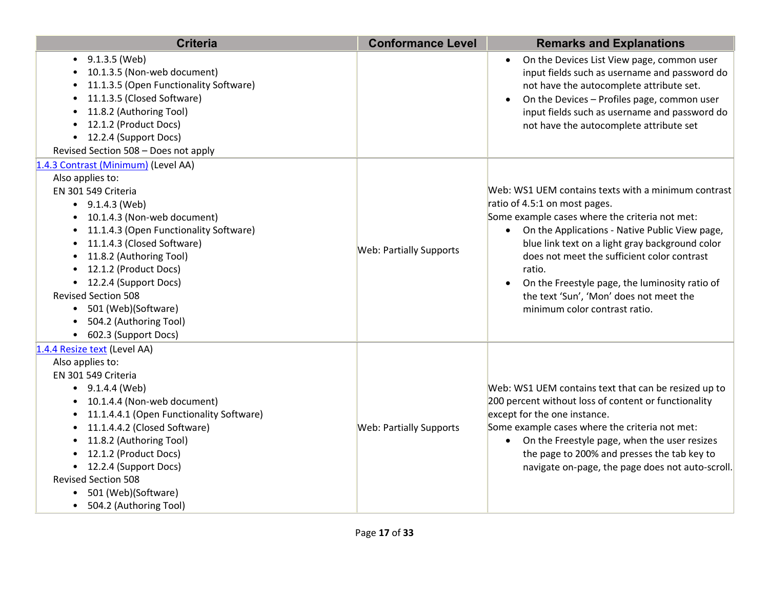| Criteria | Conformance Level | Remarks and Explanations |
| --- | --- | --- |
| • 9.1.3.5 (Web)<br>• 10.1.3.5 (Non-web document)<br>• 11.1.3.5 (Open Functionality Software)<br>• 11.1.3.5 (Closed Software)<br>• 11.8.2 (Authoring Tool)<br>• 12.1.2 (Product Docs)<br>• 12.2.4 (Support Docs)<br>Revised Section 508 – Does not apply | | • On the Devices List View page, common user input fields such as username and password do not have the autocomplete attribute set.<br>• On the Devices – Profiles page, common user input fields such as username and password do not have the autocomplete attribute set |
| 1.4.3 Contrast (Minimum) (Level AA)<br>Also applies to:<br>EN 301 549 Criteria<br>• 9.1.4.3 (Web)<br>• 10.1.4.3 (Non-web document)<br>• 11.1.4.3 (Open Functionality Software)<br>• 11.1.4.3 (Closed Software)<br>• 11.8.2 (Authoring Tool)<br>• 12.1.2 (Product Docs)<br>• 12.2.4 (Support Docs)<br>Revised Section 508<br>• 501 (Web)(Software)<br>• 504.2 (Authoring Tool)<br>• 602.3 (Support Docs) | Web: Partially Supports | Web: WS1 UEM contains texts with a minimum contrast ratio of 4.5:1 on most pages.<br>Some example cases where the criteria not met:<br>• On the Applications - Native Public View page, blue link text on a light gray background color does not meet the sufficient color contrast ratio.<br>• On the Freestyle page, the luminosity ratio of the text 'Sun', 'Mon' does not meet the minimum color contrast ratio. |
| 1.4.4 Resize text (Level AA)<br>Also applies to:<br>EN 301 549 Criteria<br>• 9.1.4.4 (Web)<br>• 10.1.4.4 (Non-web document)<br>• 11.1.4.4.1 (Open Functionality Software)<br>• 11.1.4.4.2 (Closed Software)<br>• 11.8.2 (Authoring Tool)<br>• 12.1.2 (Product Docs)<br>• 12.2.4 (Support Docs)<br>Revised Section 508<br>• 501 (Web)(Software)<br>• 504.2 (Authoring Tool) | Web: Partially Supports | Web: WS1 UEM contains text that can be resized up to 200 percent without loss of content or functionality except for the one instance.<br>Some example cases where the criteria not met:<br>• On the Freestyle page, when the user resizes the page to 200% and presses the tab key to navigate on-page, the page does not auto-scroll. |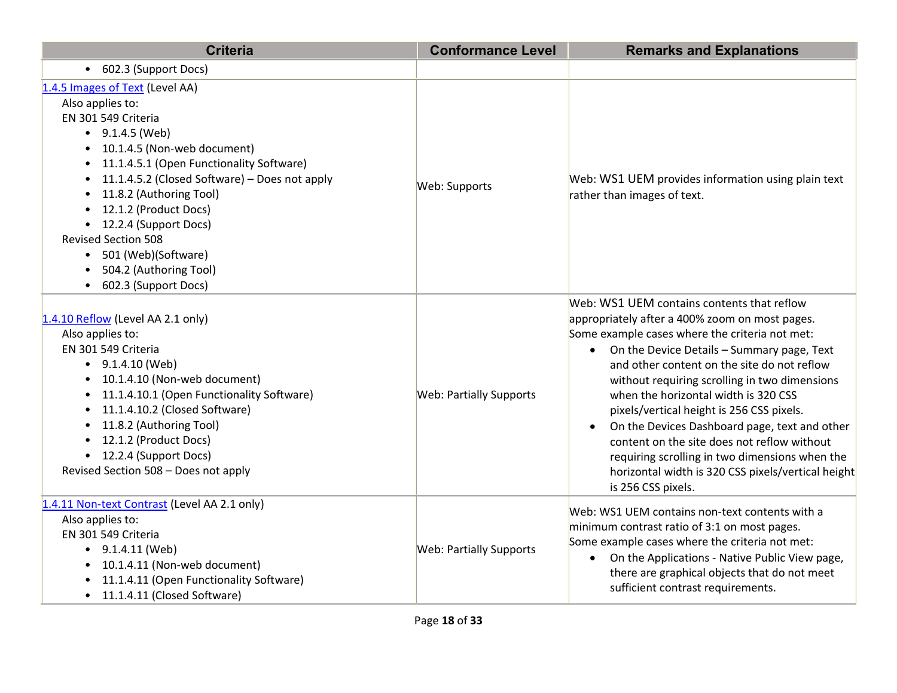| Criteria | Conformance Level | Remarks and Explanations |
| --- | --- | --- |
| • 602.3 (Support Docs) | | |
| [1.4.5 Images of Text](#) (Level AA)<br>Also applies to:<br>EN 301 549 Criteria<br>• 9.1.4.5 (Web)<br>• 10.1.4.5 (Non-web document)<br>• 11.1.4.5.1 (Open Functionality Software)<br>• 11.1.4.5.2 (Closed Software) – Does not apply<br>• 11.8.2 (Authoring Tool)<br>• 12.1.2 (Product Docs)<br>• 12.2.4 (Support Docs)<br>Revised Section 508<br>• 501 (Web)(Software)<br>• 504.2 (Authoring Tool)<br>• 602.3 (Support Docs) | Web: Supports | Web: WS1 UEM provides information using plain text rather than images of text. |
| [1.4.10 Reflow](#) (Level AA 2.1 only)<br>Also applies to:<br>EN 301 549 Criteria<br>• 9.1.4.10 (Web)<br>• 10.1.4.10 (Non-web document)<br>• 11.1.4.10.1 (Open Functionality Software)<br>• 11.1.4.10.2 (Closed Software)<br>• 11.8.2 (Authoring Tool)<br>• 12.1.2 (Product Docs)<br>• 12.2.4 (Support Docs)<br>Revised Section 508 – Does not apply | Web: Partially Supports | Web: WS1 UEM contains contents that reflow appropriately after a 400% zoom on most pages.<br>Some example cases where the criteria not met:<br>• On the Device Details – Summary page, Text and other content on the site do not reflow without requiring scrolling in two dimensions when the horizontal width is 320 CSS pixels/vertical height is 256 CSS pixels.<br>• On the Devices Dashboard page, text and other content on the site does not reflow without requiring scrolling in two dimensions when the horizontal width is 320 CSS pixels/vertical height is 256 CSS pixels. |
| [1.4.11 Non-text Contrast](#) (Level AA 2.1 only)<br>Also applies to:<br>EN 301 549 Criteria<br>• 9.1.4.11 (Web)<br>• 10.1.4.11 (Non-web document)<br>• 11.1.4.11 (Open Functionality Software)<br>• 11.1.4.11 (Closed Software) | Web: Partially Supports | Web: WS1 UEM contains non-text contents with a minimum contrast ratio of 3:1 on most pages.<br>Some example cases where the criteria not met:<br>• On the Applications - Native Public View page, there are graphical objects that do not meet sufficient contrast requirements. |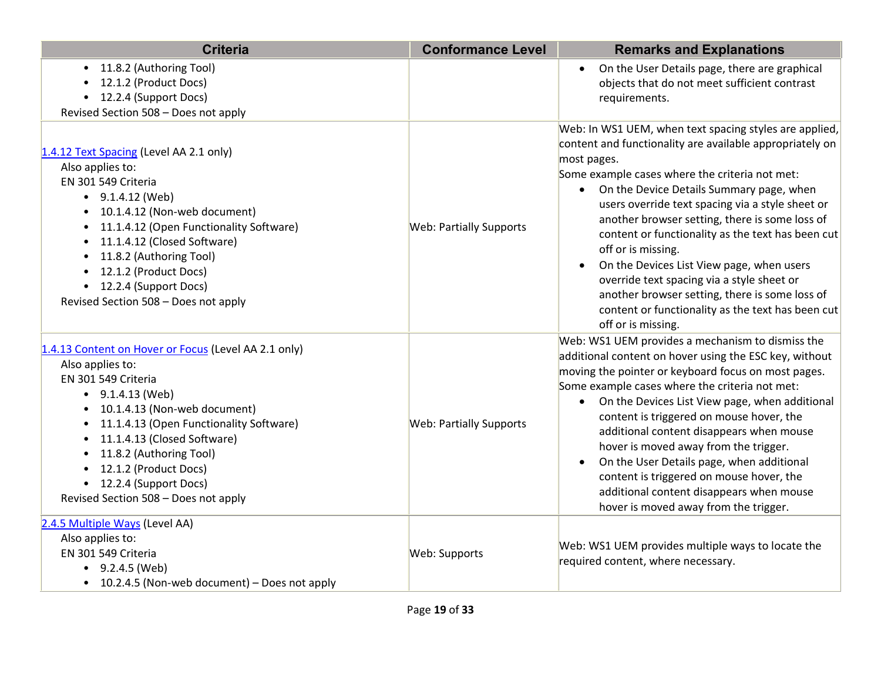| Criteria | Conformance Level | Remarks and Explanations |
|---|---|---|
| • 11.8.2 (Authoring Tool)<br>• 12.1.2 (Product Docs)<br>• 12.2.4 (Support Docs)<br>Revised Section 508 – Does not apply | | • On the User Details page, there are graphical objects that do not meet sufficient contrast requirements. |
| [1.4.12 Text Spacing](#) (Level AA 2.1 only)<br>Also applies to:<br>EN 301 549 Criteria<br>• 9.1.4.12 (Web)<br>• 10.1.4.12 (Non-web document)<br>• 11.1.4.12 (Open Functionality Software)<br>• 11.1.4.12 (Closed Software)<br>• 11.8.2 (Authoring Tool)<br>• 12.1.2 (Product Docs)<br>• 12.2.4 (Support Docs)<br>Revised Section 508 – Does not apply | Web: Partially Supports | Web: In WS1 UEM, when text spacing styles are applied, content and functionality are available appropriately on most pages.<br>Some example cases where the criteria not met:<br>• On the Device Details Summary page, when users override text spacing via a style sheet or another browser setting, there is some loss of content or functionality as the text has been cut off or is missing.<br>• On the Devices List View page, when users override text spacing via a style sheet or another browser setting, there is some loss of content or functionality as the text has been cut off or is missing. |
| [1.4.13 Content on Hover or Focus](#) (Level AA 2.1 only)<br>Also applies to:<br>EN 301 549 Criteria<br>• 9.1.4.13 (Web)<br>• 10.1.4.13 (Non-web document)<br>• 11.1.4.13 (Open Functionality Software)<br>• 11.1.4.13 (Closed Software)<br>• 11.8.2 (Authoring Tool)<br>• 12.1.2 (Product Docs)<br>• 12.2.4 (Support Docs)<br>Revised Section 508 – Does not apply | Web: Partially Supports | Web: WS1 UEM provides a mechanism to dismiss the additional content on hover using the ESC key, without moving the pointer or keyboard focus on most pages.<br>Some example cases where the criteria not met:<br>• On the Devices List View page, when additional content is triggered on mouse hover, the additional content disappears when mouse hover is moved away from the trigger.<br>• On the User Details page, when additional content is triggered on mouse hover, the additional content disappears when mouse hover is moved away from the trigger. |
| [2.4.5 Multiple Ways](#) (Level AA)<br>Also applies to:<br>EN 301 549 Criteria<br>• 9.2.4.5 (Web)<br>• 10.2.4.5 (Non-web document) – Does not apply | Web: Supports | Web: WS1 UEM provides multiple ways to locate the required content, where necessary. |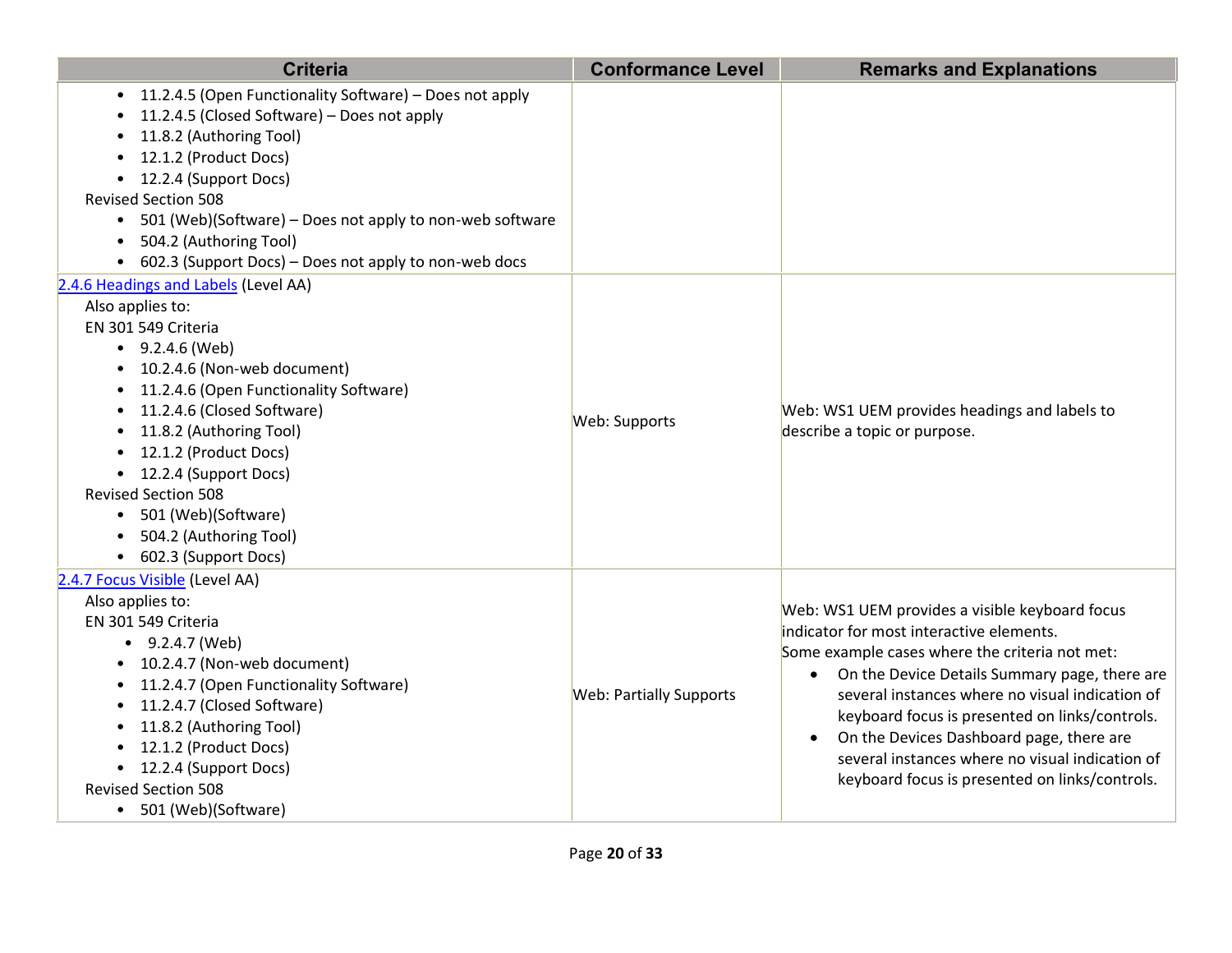| Criteria | Conformance Level | Remarks and Explanations |
|---|---|---|
| • 11.2.4.5 (Open Functionality Software) – Does not apply<br>• 11.2.4.5 (Closed Software) – Does not apply<br>• 11.8.2 (Authoring Tool)<br>• 12.1.2 (Product Docs)<br>• 12.2.4 (Support Docs)<br>Revised Section 508<br>• 501 (Web)(Software) – Does not apply to non-web software<br>• 504.2 (Authoring Tool)<br>• 602.3 (Support Docs) – Does not apply to non-web docs | | |
| [2.4.6 Headings and Labels](https://www.w3.org/TR/WCAG21/#headings-and-labels) (Level AA)<br>Also applies to:<br>EN 301 549 Criteria<br>• 9.2.4.6 (Web)<br>• 10.2.4.6 (Non-web document)<br>• 11.2.4.6 (Open Functionality Software)<br>• 11.2.4.6 (Closed Software)<br>• 11.8.2 (Authoring Tool)<br>• 12.1.2 (Product Docs)<br>• 12.2.4 (Support Docs)<br>Revised Section 508<br>• 501 (Web)(Software)<br>• 504.2 (Authoring Tool)<br>• 602.3 (Support Docs) | Web: Supports | Web: WS1 UEM provides headings and labels to describe a topic or purpose. |
| [2.4.7 Focus Visible](https://www.w3.org/TR/WCAG21/#focus-visible) (Level AA)<br>Also applies to:<br>EN 301 549 Criteria<br>• 9.2.4.7 (Web)<br>• 10.2.4.7 (Non-web document)<br>• 11.2.4.7 (Open Functionality Software)<br>• 11.2.4.7 (Closed Software)<br>• 11.8.2 (Authoring Tool)<br>• 12.1.2 (Product Docs)<br>• 12.2.4 (Support Docs)<br>Revised Section 508<br>• 501 (Web)(Software) | Web: Partially Supports | Web: WS1 UEM provides a visible keyboard focus indicator for most interactive elements.<br>Some example cases where the criteria not met:<br>• On the Device Details Summary page, there are several instances where no visual indication of keyboard focus is presented on links/controls.<br>• On the Devices Dashboard page, there are several instances where no visual indication of keyboard focus is presented on links/controls. |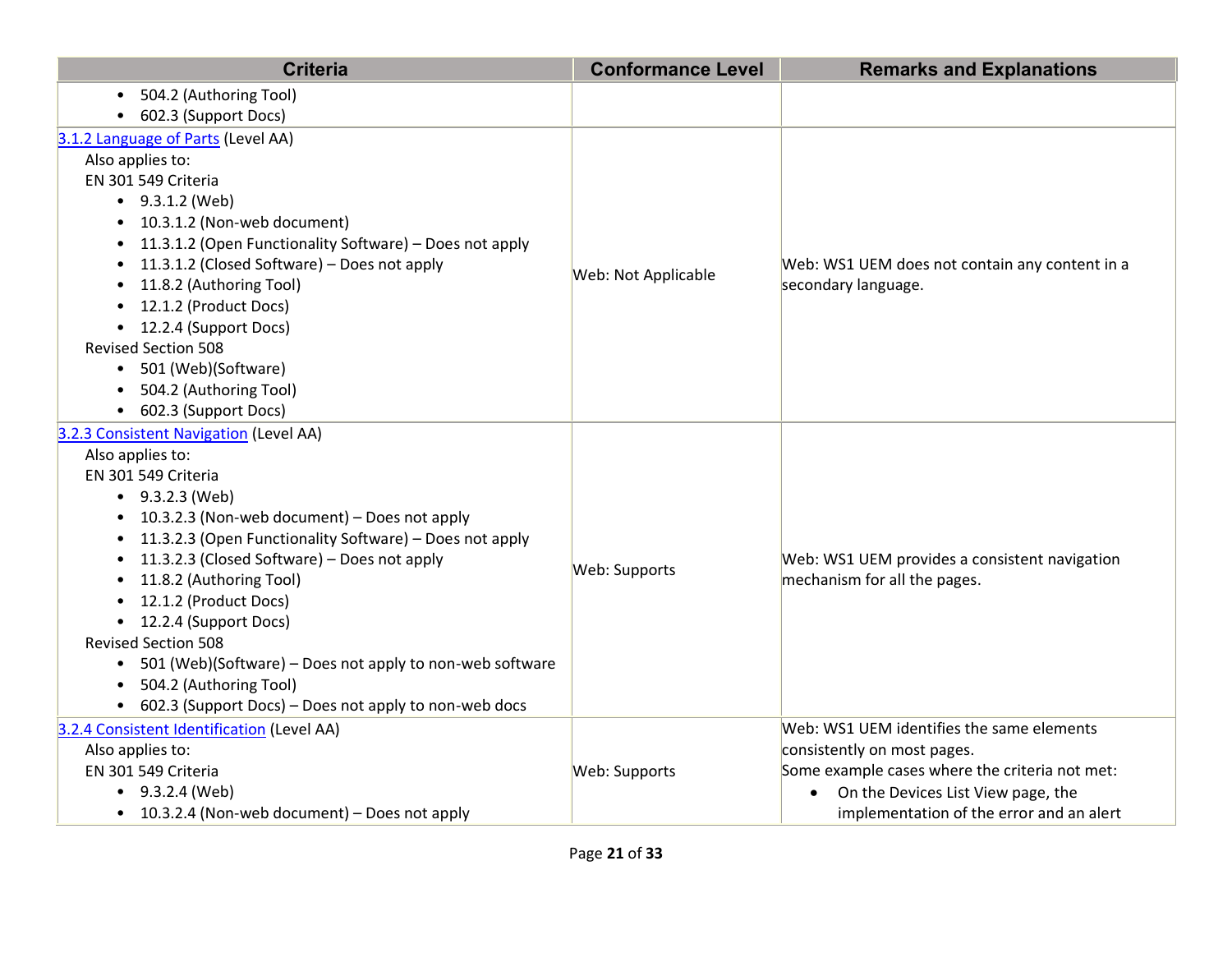| Criteria | Conformance Level | Remarks and Explanations |
|---|---|---|
| • 504.2 (Authoring Tool)<br>• 602.3 (Support Docs) | | |
| [3.1.2 Language of Parts](#) (Level AA)<br>Also applies to:<br>EN 301 549 Criteria<br>• 9.3.1.2 (Web)<br>• 10.3.1.2 (Non-web document)<br>• 11.3.1.2 (Open Functionality Software) – Does not apply<br>• 11.3.1.2 (Closed Software) – Does not apply<br>• 11.8.2 (Authoring Tool)<br>• 12.1.2 (Product Docs)<br>• 12.2.4 (Support Docs)<br>Revised Section 508<br>• 501 (Web)(Software)<br>• 504.2 (Authoring Tool)<br>• 602.3 (Support Docs) | Web: Not Applicable | Web: WS1 UEM does not contain any content in a secondary language. |
| [3.2.3 Consistent Navigation](#) (Level AA)<br>Also applies to:<br>EN 301 549 Criteria<br>• 9.3.2.3 (Web)<br>• 10.3.2.3 (Non-web document) – Does not apply<br>• 11.3.2.3 (Open Functionality Software) – Does not apply<br>• 11.3.2.3 (Closed Software) – Does not apply<br>• 11.8.2 (Authoring Tool)<br>• 12.1.2 (Product Docs)<br>• 12.2.4 (Support Docs)<br>Revised Section 508<br>• 501 (Web)(Software) – Does not apply to non-web software<br>• 504.2 (Authoring Tool)<br>• 602.3 (Support Docs) – Does not apply to non-web docs | Web: Supports | Web: WS1 UEM provides a consistent navigation mechanism for all the pages. |
| [3.2.4 Consistent Identification](#) (Level AA)<br>Also applies to:<br>EN 301 549 Criteria<br>• 9.3.2.4 (Web)<br>• 10.3.2.4 (Non-web document) – Does not apply | Web: Supports | Web: WS1 UEM identifies the same elements consistently on most pages.<br>Some example cases where the criteria not met:<br>• On the Devices List View page, the implementation of the error and an alert |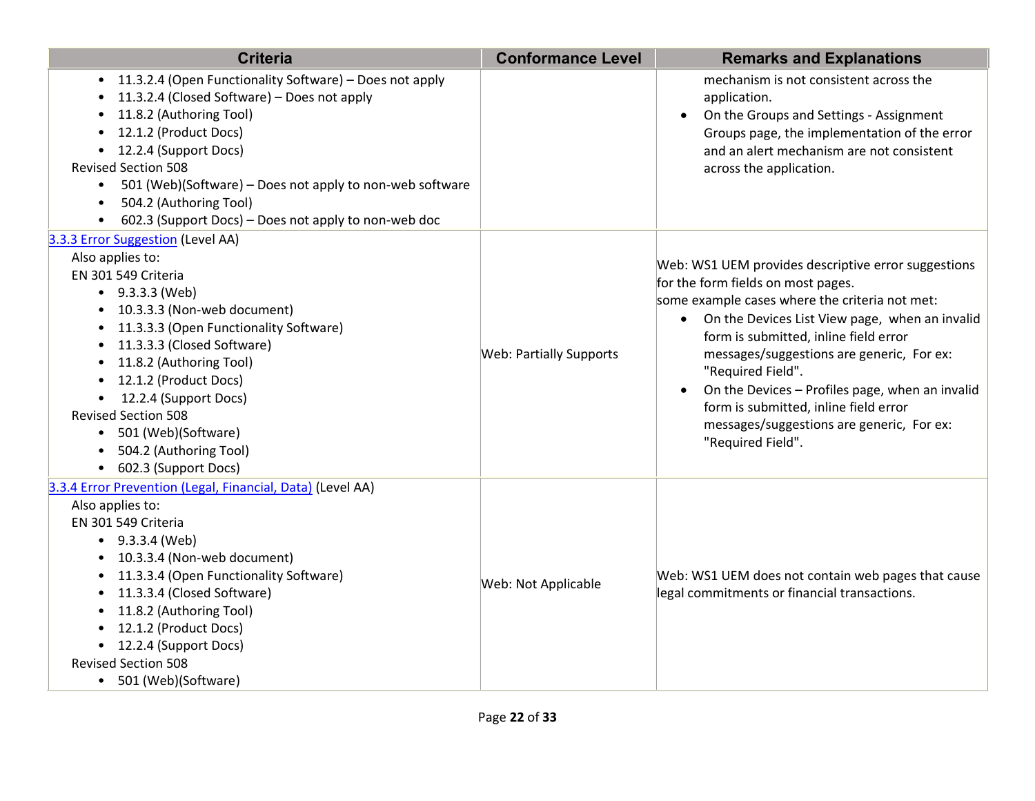| Criteria | Conformance Level | Remarks and Explanations |
|---|---|---|
| • 11.3.2.4 (Open Functionality Software) – Does not apply<br>• 11.3.2.4 (Closed Software) – Does not apply<br>• 11.8.2 (Authoring Tool)<br>• 12.1.2 (Product Docs)<br>• 12.2.4 (Support Docs)<br>Revised Section 508<br>• 501 (Web)(Software) – Does not apply to non-web software<br>• 504.2 (Authoring Tool)<br>• 602.3 (Support Docs) – Does not apply to non-web doc | | mechanism is not consistent across the application.<br>• On the Groups and Settings - Assignment Groups page, the implementation of the error and an alert mechanism are not consistent across the application. |
| [3.3.3 Error Suggestion](#) (Level AA)<br>Also applies to:<br>EN 301 549 Criteria<br>• 9.3.3.3 (Web)<br>• 10.3.3.3 (Non-web document)<br>• 11.3.3.3 (Open Functionality Software)<br>• 11.3.3.3 (Closed Software)<br>• 11.8.2 (Authoring Tool)<br>• 12.1.2 (Product Docs)<br>• 12.2.4 (Support Docs)<br>Revised Section 508<br>• 501 (Web)(Software)<br>• 504.2 (Authoring Tool)<br>• 602.3 (Support Docs) | Web: Partially Supports | Web: WS1 UEM provides descriptive error suggestions for the form fields on most pages.<br>some example cases where the criteria not met:<br>• On the Devices List View page, when an invalid form is submitted, inline field error messages/suggestions are generic, For ex: "Required Field".<br>• On the Devices – Profiles page, when an invalid form is submitted, inline field error messages/suggestions are generic, For ex: "Required Field". |
| [3.3.4 Error Prevention (Legal, Financial, Data)](#) (Level AA)<br>Also applies to:<br>EN 301 549 Criteria<br>• 9.3.3.4 (Web)<br>• 10.3.3.4 (Non-web document)<br>• 11.3.3.4 (Open Functionality Software)<br>• 11.3.3.4 (Closed Software)<br>• 11.8.2 (Authoring Tool)<br>• 12.1.2 (Product Docs)<br>• 12.2.4 (Support Docs)<br>Revised Section 508<br>• 501 (Web)(Software) | Web: Not Applicable | Web: WS1 UEM does not contain web pages that cause legal commitments or financial transactions. |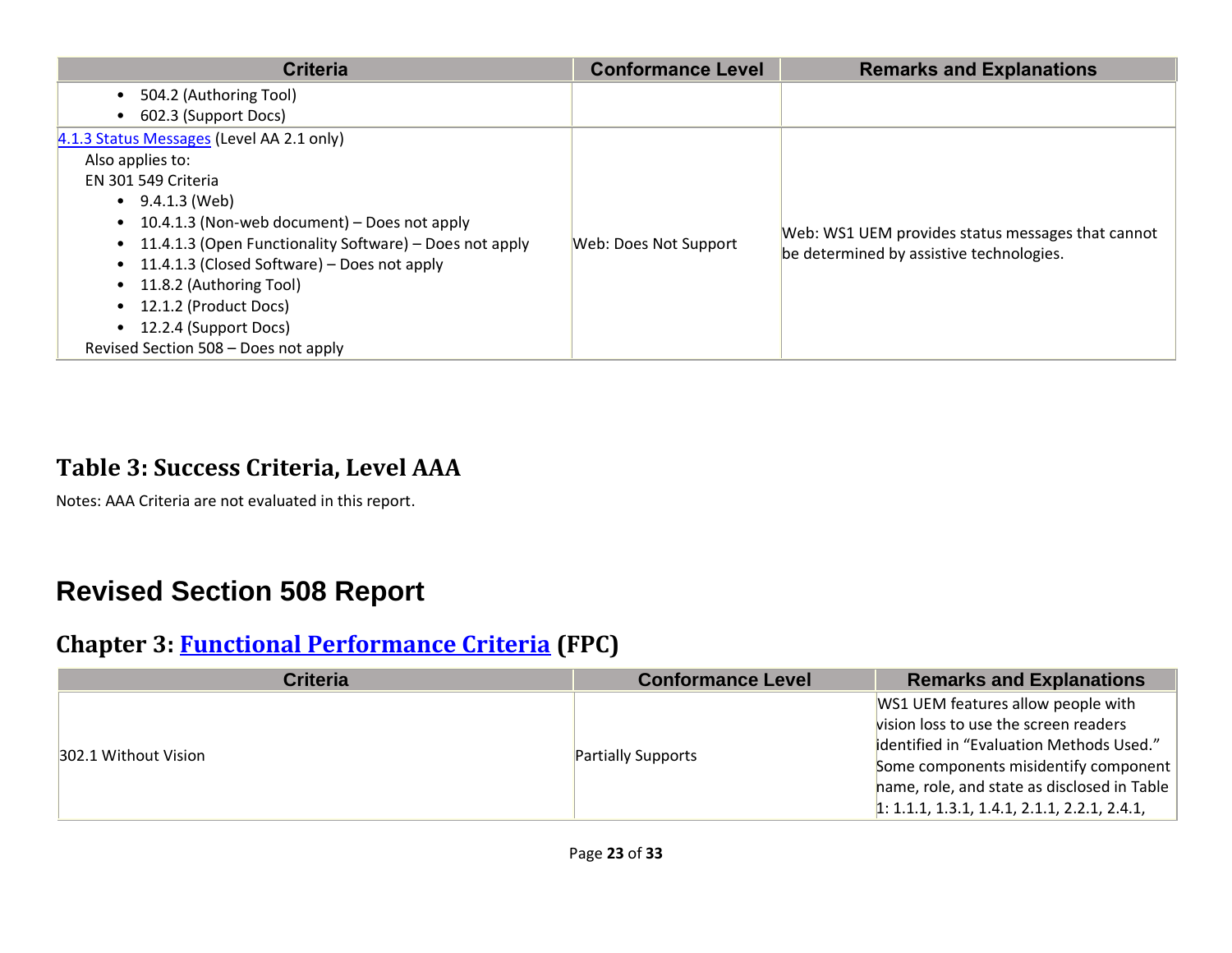| Criteria | Conformance Level | Remarks and Explanations |
|---|---|---|
| • 504.2 (Authoring Tool)<br>• 602.3 (Support Docs) | | |
| [4.1.3 Status Messages](#) (Level AA 2.1 only)<br>Also applies to:<br>EN 301 549 Criteria<br>• 9.4.1.3 (Web)<br>• 10.4.1.3 (Non-web document) – Does not apply<br>• 11.4.1.3 (Open Functionality Software) – Does not apply<br>• 11.4.1.3 (Closed Software) – Does not apply<br>• 11.8.2 (Authoring Tool)<br>• 12.1.2 (Product Docs)<br>• 12.2.4 (Support Docs)<br>Revised Section 508 – Does not apply | Web: Does Not Support | Web: WS1 UEM provides status messages that cannot be determined by assistive technologies. |

### Table 3: Success Criteria, Level AAA

Notes: AAA Criteria are not evaluated in this report.

# Revised Section 508 Report

## Chapter 3: [Functional Performance Criteria](#) (FPC)

| Criteria | Conformance Level | Remarks and Explanations |
|---|---|---|
| 302.1 Without Vision | Partially Supports | WS1 UEM features allow people with vision loss to use the screen readers identified in "Evaluation Methods Used." Some components misidentify component name, role, and state as disclosed in Table 1: 1.1.1, 1.3.1, 1.4.1, 2.1.1, 2.2.1, 2.4.1, |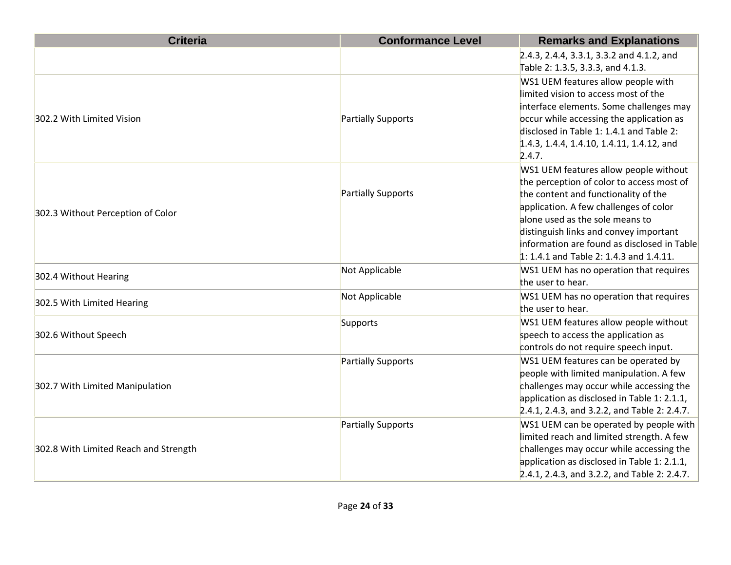| Criteria | Conformance Level | Remarks and Explanations |
| --- | --- | --- |
| | | 2.4.3, 2.4.4, 3.3.1, 3.3.2 and 4.1.2, and Table 2: 1.3.5, 3.3.3, and 4.1.3. |
| 302.2 With Limited Vision | Partially Supports | WS1 UEM features allow people with limited vision to access most of the interface elements. Some challenges may occur while accessing the application as disclosed in Table 1: 1.4.1 and Table 2: 1.4.3, 1.4.4, 1.4.10, 1.4.11, 1.4.12, and 2.4.7. |
| 302.3 Without Perception of Color | Partially Supports | WS1 UEM features allow people without the perception of color to access most of the content and functionality of the application. A few challenges of color alone used as the sole means to distinguish links and convey important information are found as disclosed in Table 1: 1.4.1 and Table 2: 1.4.3 and 1.4.11. |
| 302.4 Without Hearing | Not Applicable | WS1 UEM has no operation that requires the user to hear. |
| 302.5 With Limited Hearing | Not Applicable | WS1 UEM has no operation that requires the user to hear. |
| 302.6 Without Speech | Supports | WS1 UEM features allow people without speech to access the application as controls do not require speech input. |
| 302.7 With Limited Manipulation | Partially Supports | WS1 UEM features can be operated by people with limited manipulation. A few challenges may occur while accessing the application as disclosed in Table 1: 2.1.1, 2.4.1, 2.4.3, and 3.2.2, and Table 2: 2.4.7. |
| 302.8 With Limited Reach and Strength | Partially Supports | WS1 UEM can be operated by people with limited reach and limited strength. A few challenges may occur while accessing the application as disclosed in Table 1: 2.1.1, 2.4.1, 2.4.3, and 3.2.2, and Table 2: 2.4.7. |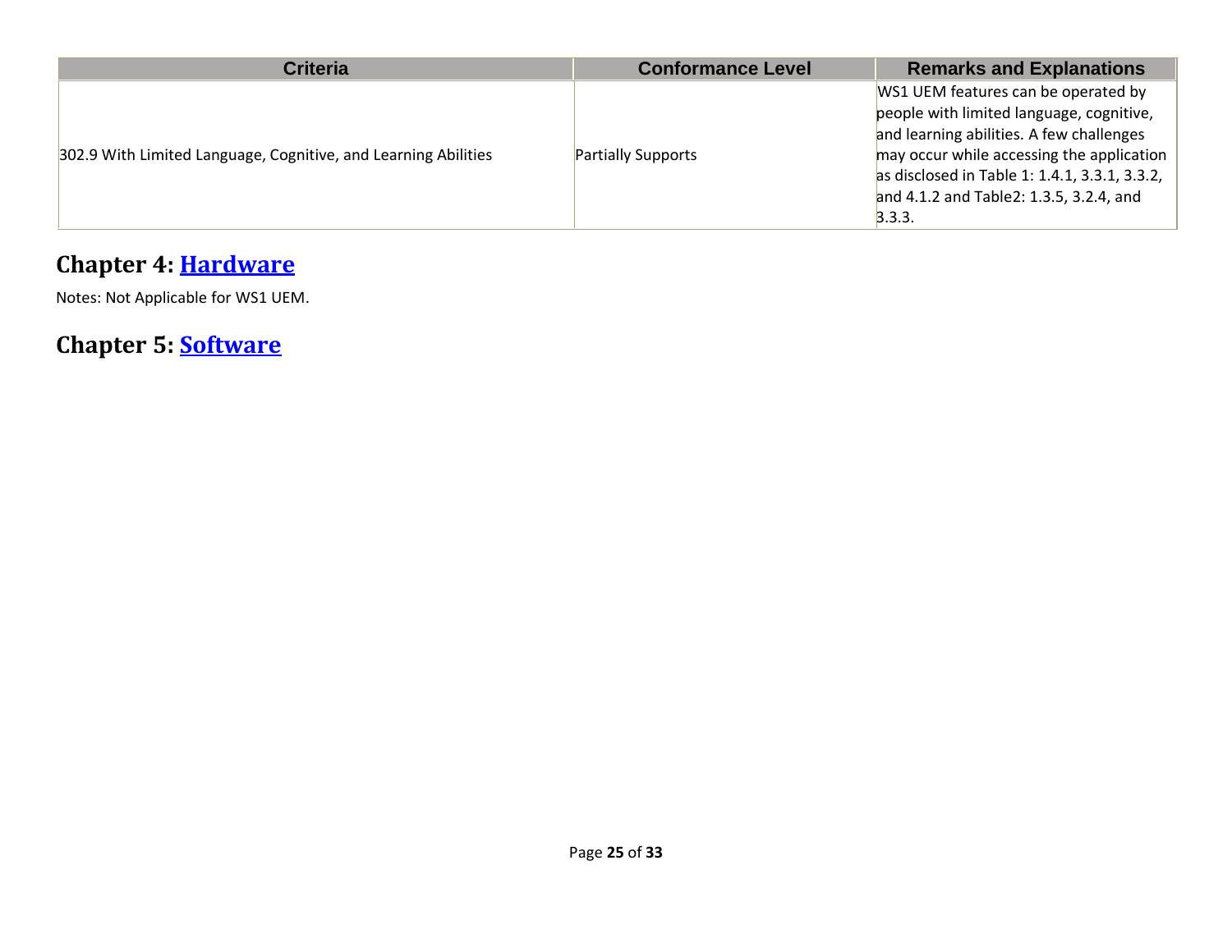| Criteria | Conformance Level | Remarks and Explanations |
|---|---|---|
| 302.9 With Limited Language, Cognitive, and Learning Abilities | Partially Supports | WS1 UEM features can be operated by people with limited language, cognitive, and learning abilities. A few challenges may occur while accessing the application as disclosed in Table 1: 1.4.1, 3.3.1, 3.3.2, and 4.1.2 and Table2: 1.3.5, 3.2.4, and 3.3.3. |

## Chapter 4: [Hardware]

Notes: Not Applicable for WS1 UEM.

## Chapter 5: [Software]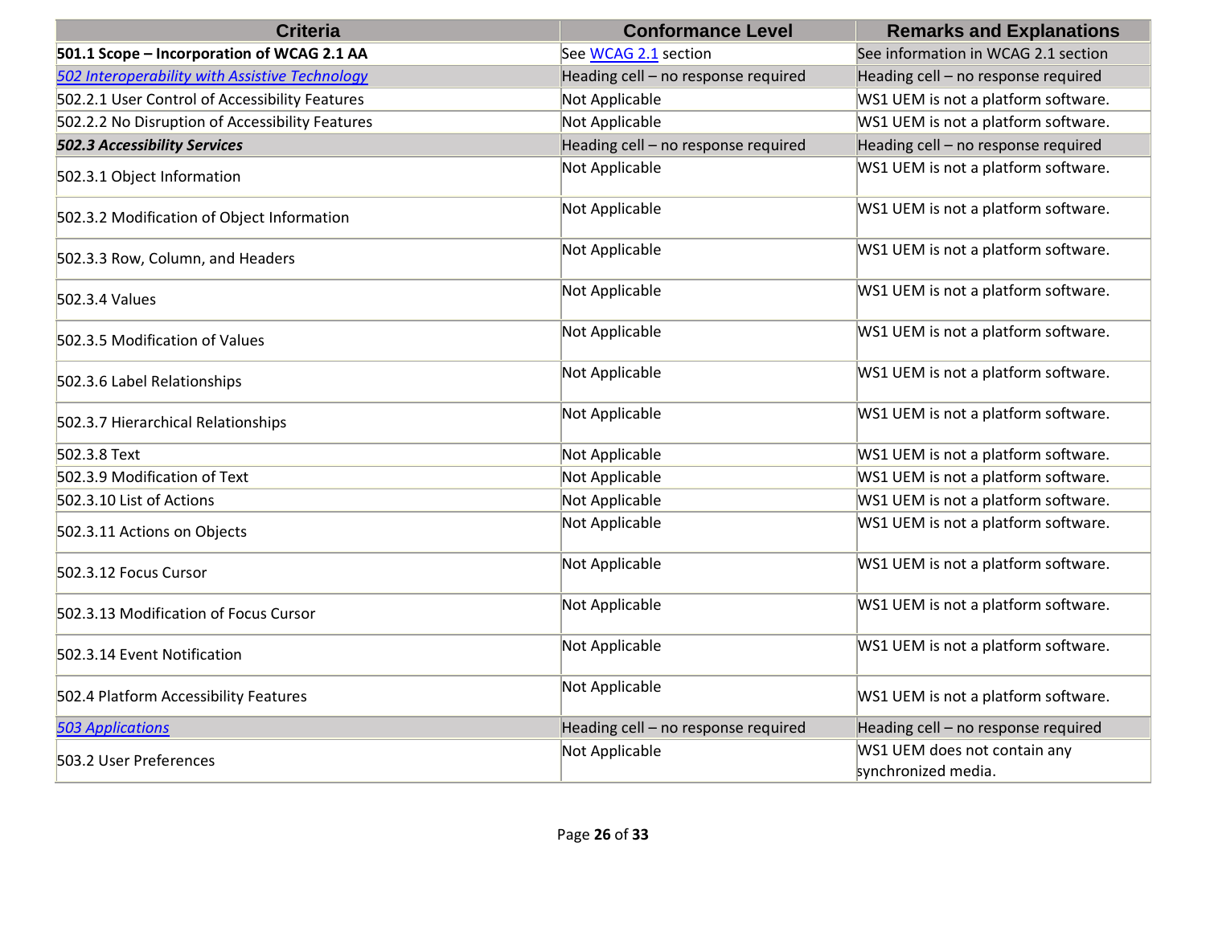| Criteria | Conformance Level | Remarks and Explanations |
|---|---|---|
| **501.1 Scope – Incorporation of WCAG 2.1 AA** | See [WCAG 2.1]() section | See information in WCAG 2.1 section |
| ***[502 Interoperability with Assistive Technology]()*** | Heading cell – no response required | Heading cell – no response required |
| 502.2.1 User Control of Accessibility Features | Not Applicable | WS1 UEM is not a platform software. |
| 502.2.2 No Disruption of Accessibility Features | Not Applicable | WS1 UEM is not a platform software. |
| ***502.3 Accessibility Services*** | Heading cell – no response required | Heading cell – no response required |
| 502.3.1 Object Information | Not Applicable | WS1 UEM is not a platform software. |
| 502.3.2 Modification of Object Information | Not Applicable | WS1 UEM is not a platform software. |
| 502.3.3 Row, Column, and Headers | Not Applicable | WS1 UEM is not a platform software. |
| 502.3.4 Values | Not Applicable | WS1 UEM is not a platform software. |
| 502.3.5 Modification of Values | Not Applicable | WS1 UEM is not a platform software. |
| 502.3.6 Label Relationships | Not Applicable | WS1 UEM is not a platform software. |
| 502.3.7 Hierarchical Relationships | Not Applicable | WS1 UEM is not a platform software. |
| 502.3.8 Text | Not Applicable | WS1 UEM is not a platform software. |
| 502.3.9 Modification of Text | Not Applicable | WS1 UEM is not a platform software. |
| 502.3.10 List of Actions | Not Applicable | WS1 UEM is not a platform software. |
| 502.3.11 Actions on Objects | Not Applicable | WS1 UEM is not a platform software. |
| 502.3.12 Focus Cursor | Not Applicable | WS1 UEM is not a platform software. |
| 502.3.13 Modification of Focus Cursor | Not Applicable | WS1 UEM is not a platform software. |
| 502.3.14 Event Notification | Not Applicable | WS1 UEM is not a platform software. |
| 502.4 Platform Accessibility Features | Not Applicable | WS1 UEM is not a platform software. |
| ***[503 Applications]()*** | Heading cell – no response required | Heading cell – no response required |
| 503.2 User Preferences | Not Applicable | WS1 UEM does not contain any synchronized media. |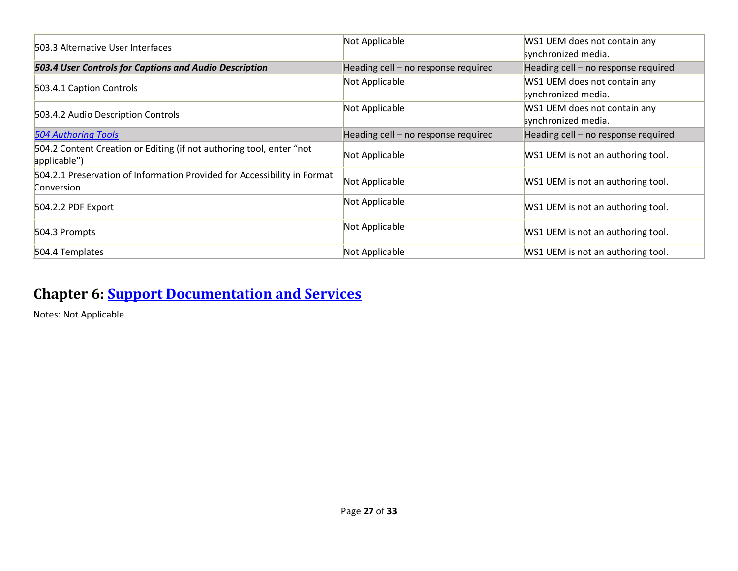| | | |
|---|---|---|
| 503.3 Alternative User Interfaces | Not Applicable | WS1 UEM does not contain any synchronized media. |
| ***503.4 User Controls for Captions and Audio Description*** | Heading cell – no response required | Heading cell – no response required |
| 503.4.1 Caption Controls | Not Applicable | WS1 UEM does not contain any synchronized media. |
| 503.4.2 Audio Description Controls | Not Applicable | WS1 UEM does not contain any synchronized media. |
| *504 Authoring Tools* | Heading cell – no response required | Heading cell – no response required |
| 504.2 Content Creation or Editing (if not authoring tool, enter "not applicable") | Not Applicable | WS1 UEM is not an authoring tool. |
| 504.2.1 Preservation of Information Provided for Accessibility in Format Conversion | Not Applicable | WS1 UEM is not an authoring tool. |
| 504.2.2 PDF Export | Not Applicable | WS1 UEM is not an authoring tool. |
| 504.3 Prompts | Not Applicable | WS1 UEM is not an authoring tool. |
| 504.4 Templates | Not Applicable | WS1 UEM is not an authoring tool. |

## Chapter 6: Support Documentation and Services

Notes: Not Applicable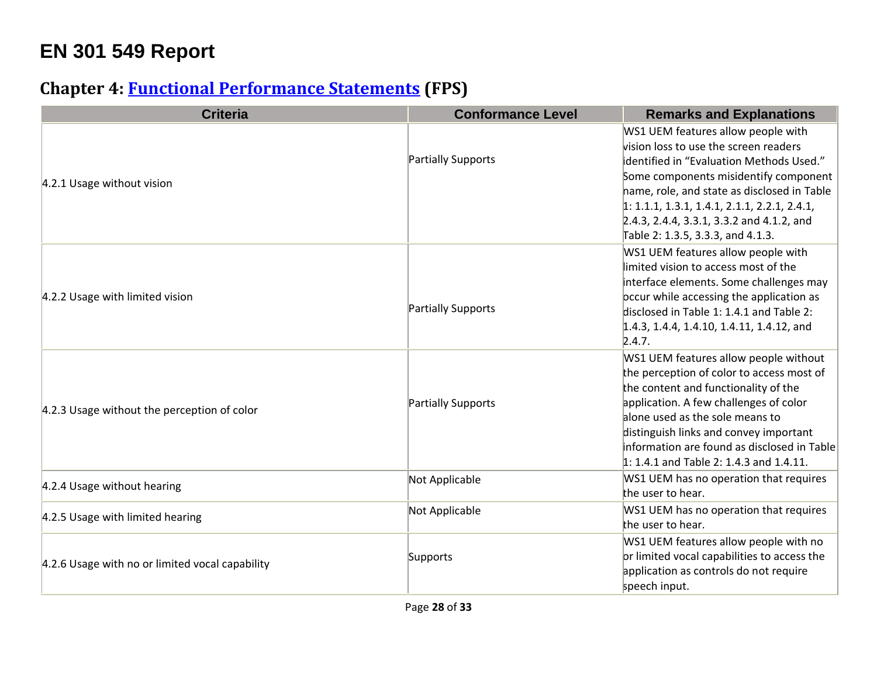# EN 301 549 Report

## Chapter 4: [Functional Performance Statements](#) (FPS)

| Criteria | Conformance Level | Remarks and Explanations |
| --- | --- | --- |
| 4.2.1 Usage without vision | Partially Supports | WS1 UEM features allow people with vision loss to use the screen readers identified in “Evaluation Methods Used.” Some components misidentify component name, role, and state as disclosed in Table 1: 1.1.1, 1.3.1, 1.4.1, 2.1.1, 2.2.1, 2.4.1, 2.4.3, 2.4.4, 3.3.1, 3.3.2 and 4.1.2, and Table 2: 1.3.5, 3.3.3, and 4.1.3. |
| 4.2.2 Usage with limited vision | Partially Supports | WS1 UEM features allow people with limited vision to access most of the interface elements. Some challenges may occur while accessing the application as disclosed in Table 1: 1.4.1 and Table 2: 1.4.3, 1.4.4, 1.4.10, 1.4.11, 1.4.12, and 2.4.7. |
| 4.2.3 Usage without the perception of color | Partially Supports | WS1 UEM features allow people without the perception of color to access most of the content and functionality of the application. A few challenges of color alone used as the sole means to distinguish links and convey important information are found as disclosed in Table 1: 1.4.1 and Table 2: 1.4.3 and 1.4.11. |
| 4.2.4 Usage without hearing | Not Applicable | WS1 UEM has no operation that requires the user to hear. |
| 4.2.5 Usage with limited hearing | Not Applicable | WS1 UEM has no operation that requires the user to hear. |
| 4.2.6 Usage with no or limited vocal capability | Supports | WS1 UEM features allow people with no or limited vocal capabilities to access the application as controls do not require speech input. |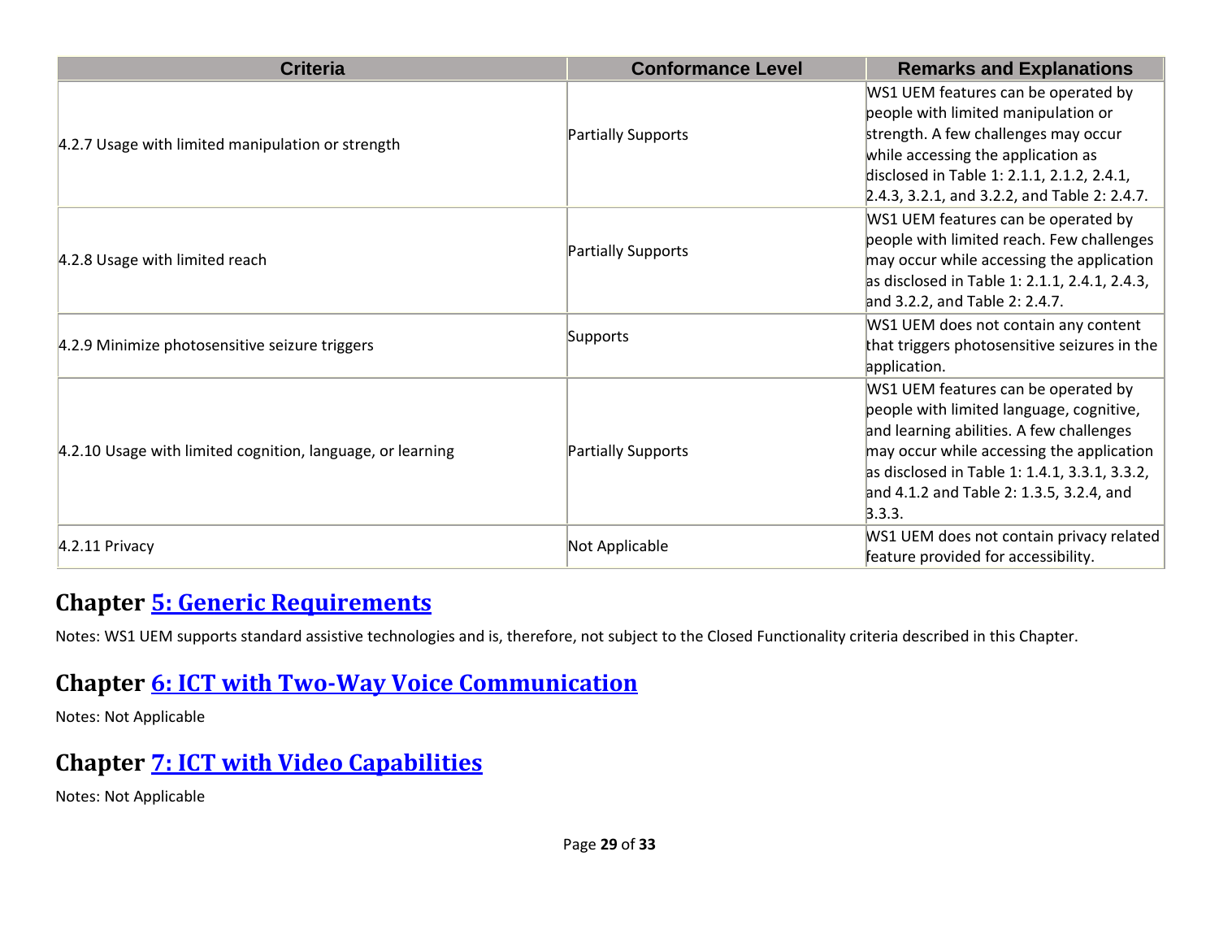| Criteria | Conformance Level | Remarks and Explanations |
|---|---|---|
| 4.2.7 Usage with limited manipulation or strength | Partially Supports | WS1 UEM features can be operated by people with limited manipulation or strength. A few challenges may occur while accessing the application as disclosed in Table 1: 2.1.1, 2.1.2, 2.4.1, 2.4.3, 3.2.1, and 3.2.2, and Table 2: 2.4.7. |
| 4.2.8 Usage with limited reach | Partially Supports | WS1 UEM features can be operated by people with limited reach. Few challenges may occur while accessing the application as disclosed in Table 1: 2.1.1, 2.4.1, 2.4.3, and 3.2.2, and Table 2: 2.4.7. |
| 4.2.9 Minimize photosensitive seizure triggers | Supports | WS1 UEM does not contain any content that triggers photosensitive seizures in the application. |
| 4.2.10 Usage with limited cognition, language, or learning | Partially Supports | WS1 UEM features can be operated by people with limited language, cognitive, and learning abilities. A few challenges may occur while accessing the application as disclosed in Table 1: 1.4.1, 3.3.1, 3.3.2, and 4.1.2 and Table 2: 1.3.5, 3.2.4, and 3.3.3. |
| 4.2.11 Privacy | Not Applicable | WS1 UEM does not contain privacy related feature provided for accessibility. |

## Chapter 5: Generic Requirements

Notes: WS1 UEM supports standard assistive technologies and is, therefore, not subject to the Closed Functionality criteria described in this Chapter.

## Chapter 6: ICT with Two-Way Voice Communication

Notes: Not Applicable

## Chapter 7: ICT with Video Capabilities

Notes: Not Applicable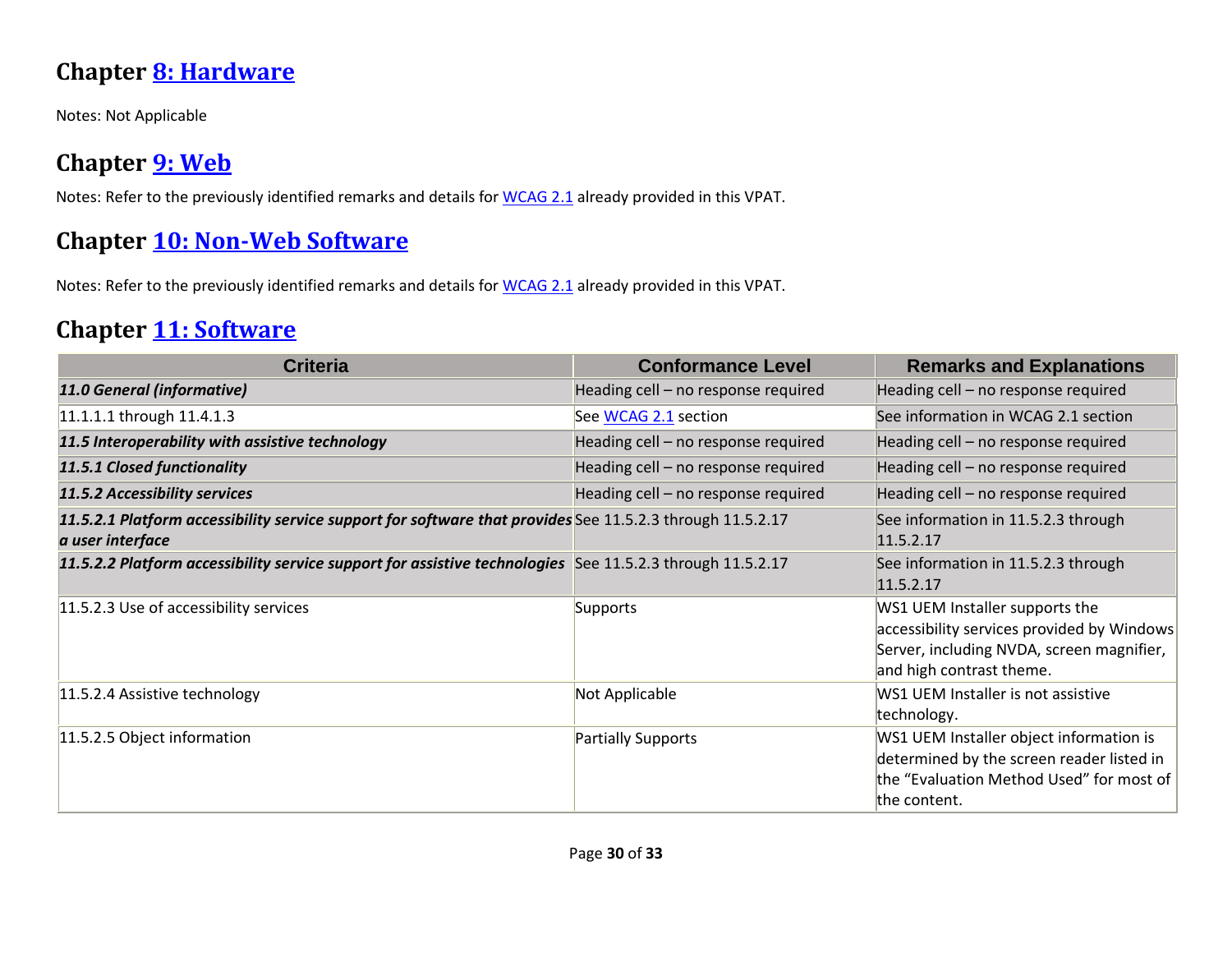## Chapter [8: Hardware]

Notes: Not Applicable

## Chapter [9: Web]

Notes: Refer to the previously identified remarks and details for [WCAG 2.1] already provided in this VPAT.

## Chapter [10: Non-Web Software]

Notes: Refer to the previously identified remarks and details for [WCAG 2.1] already provided in this VPAT.

## Chapter [11: Software]

| Criteria | Conformance Level | Remarks and Explanations |
|---|---|---|
| ***11.0 General (informative)*** | Heading cell – no response required | Heading cell – no response required |
| 11.1.1.1 through 11.4.1.3 | See [WCAG 2.1] section | See information in WCAG 2.1 section |
| ***11.5 Interoperability with assistive technology*** | Heading cell – no response required | Heading cell – no response required |
| ***11.5.1 Closed functionality*** | Heading cell – no response required | Heading cell – no response required |
| ***11.5.2 Accessibility services*** | Heading cell – no response required | Heading cell – no response required |
| ***11.5.2.1 Platform accessibility service support for software that provides a user interface*** | See 11.5.2.3 through 11.5.2.17 | See information in 11.5.2.3 through 11.5.2.17 |
| ***11.5.2.2 Platform accessibility service support for assistive technologies*** | See 11.5.2.3 through 11.5.2.17 | See information in 11.5.2.3 through 11.5.2.17 |
| 11.5.2.3 Use of accessibility services | Supports | WS1 UEM Installer supports the accessibility services provided by Windows Server, including NVDA, screen magnifier, and high contrast theme. |
| 11.5.2.4 Assistive technology | Not Applicable | WS1 UEM Installer is not assistive technology. |
| 11.5.2.5 Object information | Partially Supports | WS1 UEM Installer object information is determined by the screen reader listed in the "Evaluation Method Used" for most of the content. |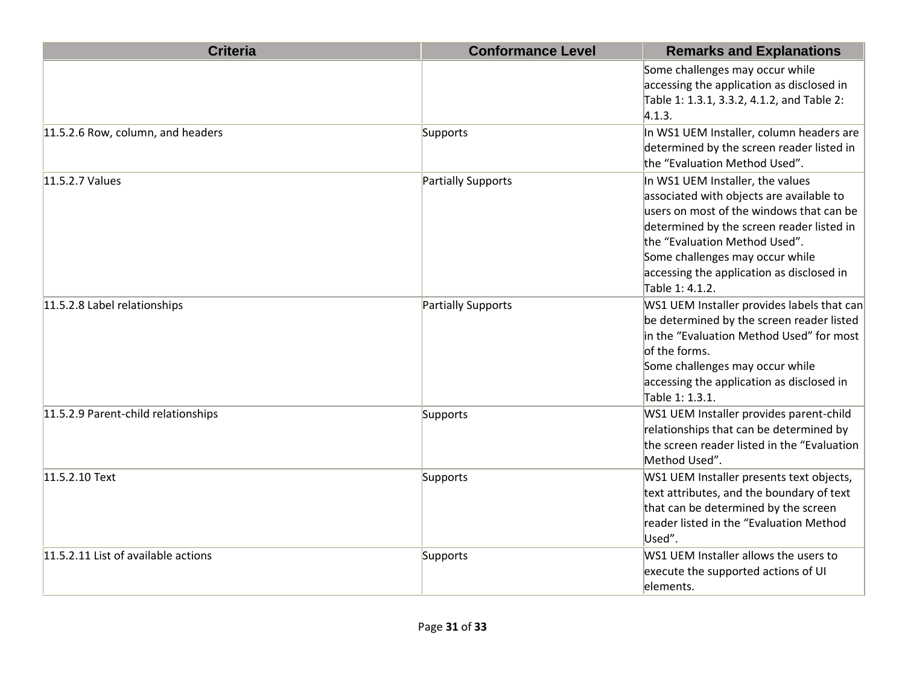| Criteria | Conformance Level | Remarks and Explanations |
|---|---|---|
| | | Some challenges may occur while accessing the application as disclosed in Table 1: 1.3.1, 3.3.2, 4.1.2, and Table 2: 4.1.3. |
| 11.5.2.6 Row, column, and headers | Supports | In WS1 UEM Installer, column headers are determined by the screen reader listed in the “Evaluation Method Used”. |
| 11.5.2.7 Values | Partially Supports | In WS1 UEM Installer, the values associated with objects are available to users on most of the windows that can be determined by the screen reader listed in the “Evaluation Method Used”.<br>Some challenges may occur while accessing the application as disclosed in Table 1: 4.1.2. |
| 11.5.2.8 Label relationships | Partially Supports | WS1 UEM Installer provides labels that can be determined by the screen reader listed in the “Evaluation Method Used” for most of the forms.<br>Some challenges may occur while accessing the application as disclosed in Table 1: 1.3.1. |
| 11.5.2.9 Parent-child relationships | Supports | WS1 UEM Installer provides parent-child relationships that can be determined by the screen reader listed in the “Evaluation Method Used”. |
| 11.5.2.10 Text | Supports | WS1 UEM Installer presents text objects, text attributes, and the boundary of text that can be determined by the screen reader listed in the “Evaluation Method Used”. |
| 11.5.2.11 List of available actions | Supports | WS1 UEM Installer allows the users to execute the supported actions of UI elements. |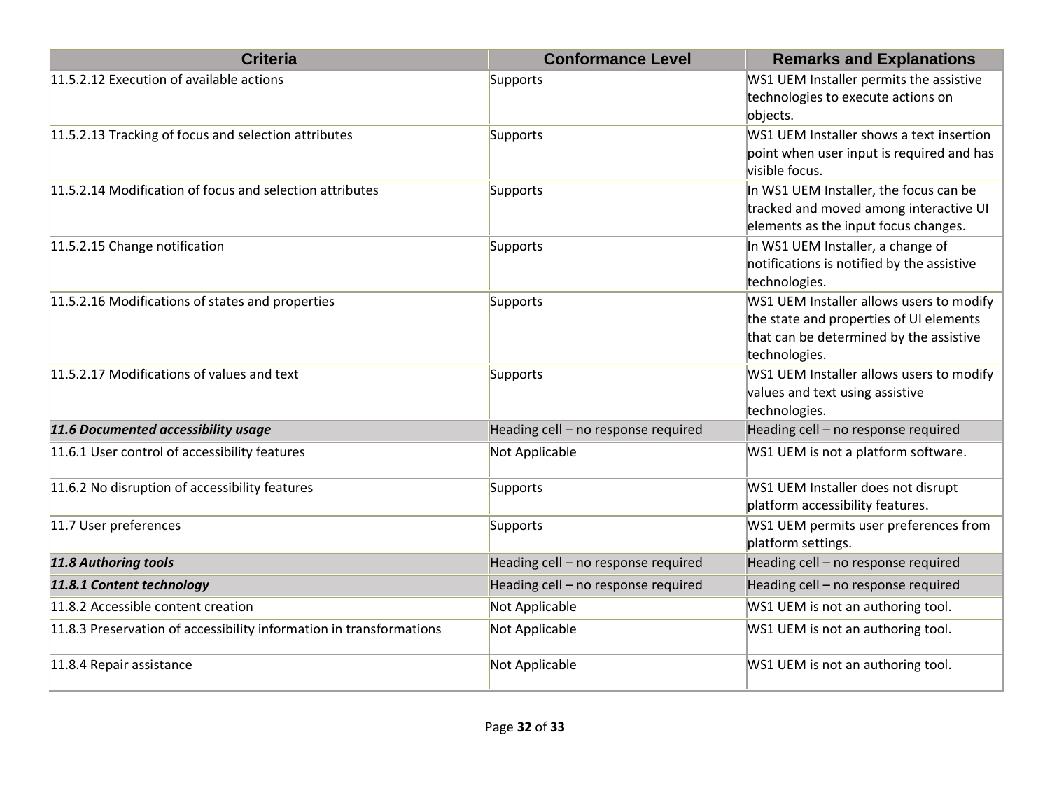| Criteria | Conformance Level | Remarks and Explanations |
| --- | --- | --- |
| 11.5.2.12 Execution of available actions | Supports | WS1 UEM Installer permits the assistive technologies to execute actions on objects. |
| 11.5.2.13 Tracking of focus and selection attributes | Supports | WS1 UEM Installer shows a text insertion point when user input is required and has visible focus. |
| 11.5.2.14 Modification of focus and selection attributes | Supports | In WS1 UEM Installer, the focus can be tracked and moved among interactive UI elements as the input focus changes. |
| 11.5.2.15 Change notification | Supports | In WS1 UEM Installer, a change of notifications is notified by the assistive technologies. |
| 11.5.2.16 Modifications of states and properties | Supports | WS1 UEM Installer allows users to modify the state and properties of UI elements that can be determined by the assistive technologies. |
| 11.5.2.17 Modifications of values and text | Supports | WS1 UEM Installer allows users to modify values and text using assistive technologies. |
| ***11.6 Documented accessibility usage*** | Heading cell – no response required | Heading cell – no response required |
| 11.6.1 User control of accessibility features | Not Applicable | WS1 UEM is not a platform software. |
| 11.6.2 No disruption of accessibility features | Supports | WS1 UEM Installer does not disrupt platform accessibility features. |
| 11.7 User preferences | Supports | WS1 UEM permits user preferences from platform settings. |
| ***11.8 Authoring tools*** | Heading cell – no response required | Heading cell – no response required |
| ***11.8.1 Content technology*** | Heading cell – no response required | Heading cell – no response required |
| 11.8.2 Accessible content creation | Not Applicable | WS1 UEM is not an authoring tool. |
| 11.8.3 Preservation of accessibility information in transformations | Not Applicable | WS1 UEM is not an authoring tool. |
| 11.8.4 Repair assistance | Not Applicable | WS1 UEM is not an authoring tool. |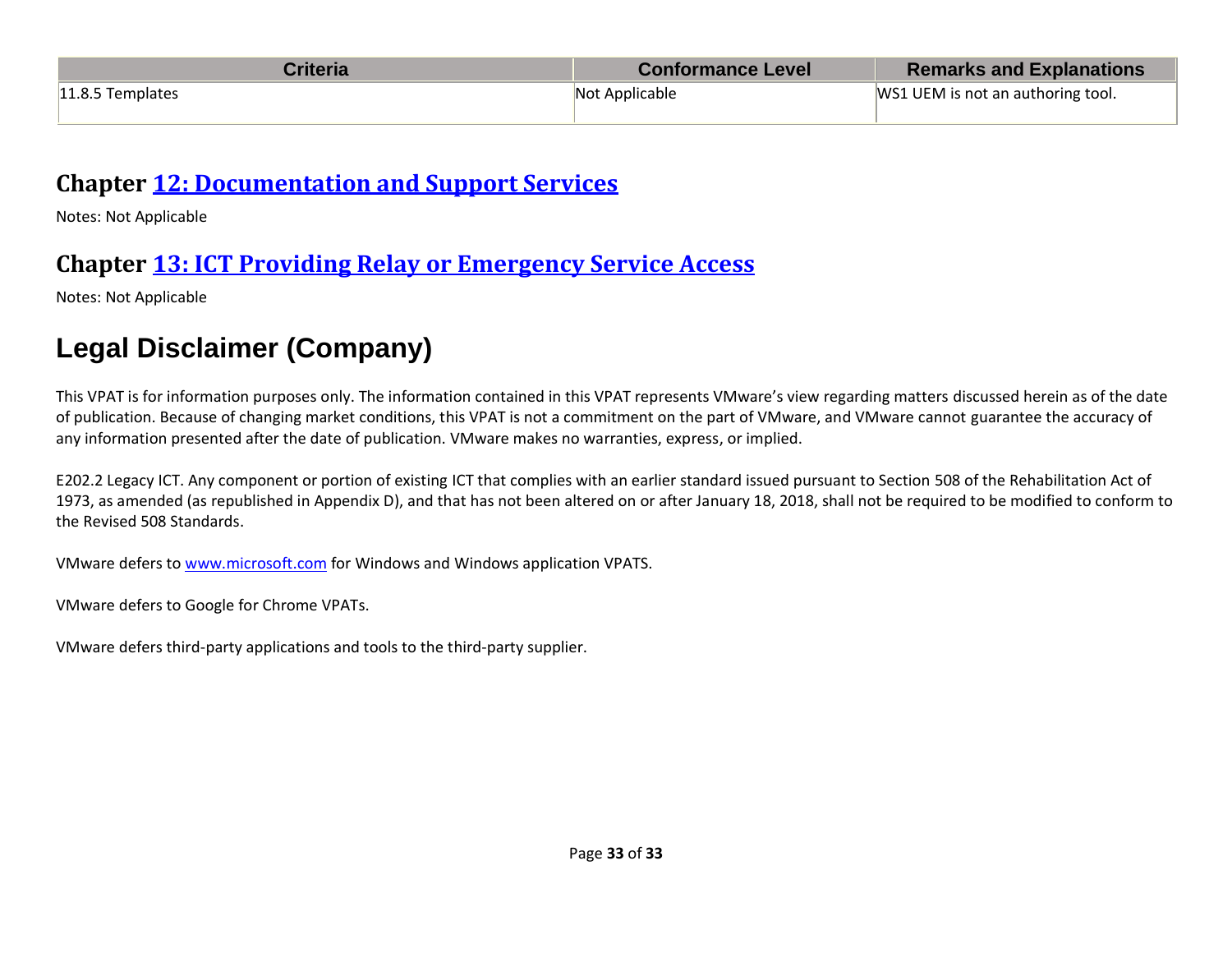| Criteria | Conformance Level | Remarks and Explanations |
| --- | --- | --- |
| 11.8.5 Templates | Not Applicable | WS1 UEM is not an authoring tool. |

### Chapter [12: Documentation and Support Services]

Notes: Not Applicable

### Chapter [13: ICT Providing Relay or Emergency Service Access]

Notes: Not Applicable

## Legal Disclaimer (Company)

This VPAT is for information purposes only. The information contained in this VPAT represents VMware's view regarding matters discussed herein as of the date of publication. Because of changing market conditions, this VPAT is not a commitment on the part of VMware, and VMware cannot guarantee the accuracy of any information presented after the date of publication. VMware makes no warranties, express, or implied.

E202.2 Legacy ICT. Any component or portion of existing ICT that complies with an earlier standard issued pursuant to Section 508 of the Rehabilitation Act of 1973, as amended (as republished in Appendix D), and that has not been altered on or after January 18, 2018, shall not be required to be modified to conform to the Revised 508 Standards.

VMware defers to www.microsoft.com for Windows and Windows application VPATS.

VMware defers to Google for Chrome VPATs.

VMware defers third-party applications and tools to the third-party supplier.